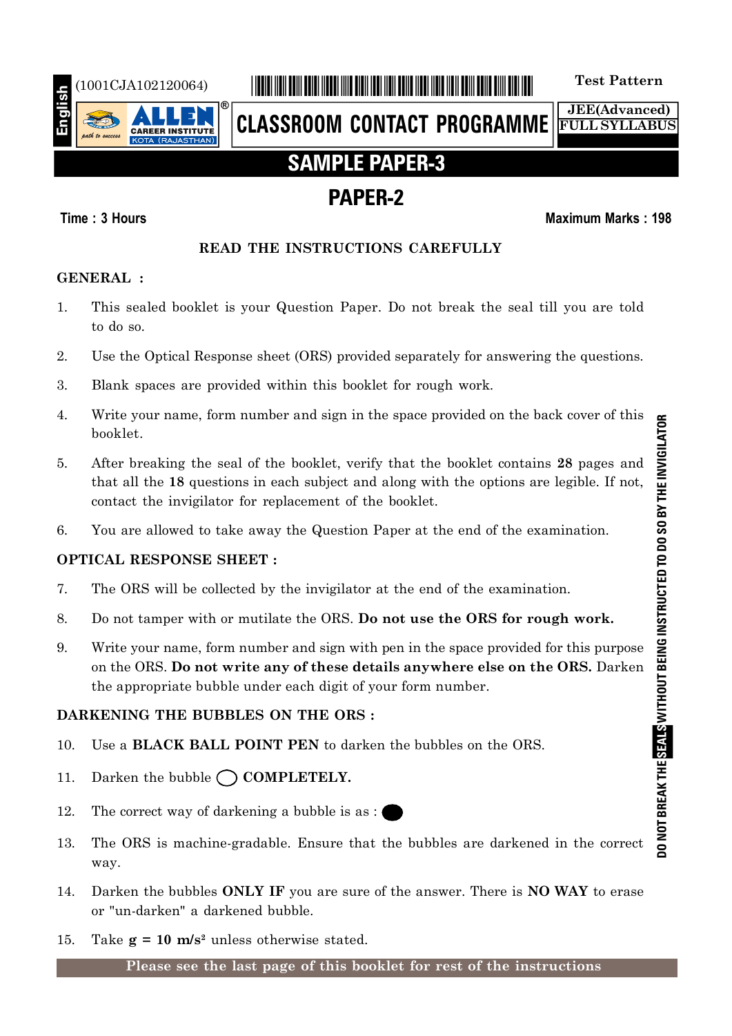English

(1001CJA102120064)

**ALLEN** CAREER INSTITUTE KOTA (RAJASTHAN)

# CLASSROOM CONTACT PROGRAMME

Test Pattern

JEE(Advanced)
FULL SYLLABUS

## SAMPLE PAPER-3

## PAPER-2

**Time : 3 Hours** **Maximum Marks : 198**

### READ THE INSTRUCTIONS CAREFULLY

**GENERAL :**

1. This sealed booklet is your Question Paper. Do not break the seal till you are told to do so.
2. Use the Optical Response sheet (ORS) provided separately for answering the questions.
3. Blank spaces are provided within this booklet for rough work.
4. Write your name, form number and sign in the space provided on the back cover of this booklet.
5. After breaking the seal of the booklet, verify that the booklet contains **28** pages and that all the **18** questions in each subject and along with the options are legible. If not, contact the invigilator for replacement of the booklet.
6. You are allowed to take away the Question Paper at the end of the examination.

**OPTICAL RESPONSE SHEET :**

7. The ORS will be collected by the invigilator at the end of the examination.
8. Do not tamper with or mutilate the ORS. **Do not use the ORS for rough work.**
9. Write your name, form number and sign with pen in the space provided for this purpose on the ORS. **Do not write any of these details anywhere else on the ORS.** Darken the appropriate bubble under each digit of your form number.

**DARKENING THE BUBBLES ON THE ORS :**

10. Use a **BLACK BALL POINT PEN** to darken the bubbles on the ORS.
11. Darken the bubble ◯ **COMPLETELY.**
12. The correct way of darkening a bubble is as : ⬤
13. The ORS is machine-gradable. Ensure that the bubbles are darkened in the correct way.
14. Darken the bubbles **ONLY IF** you are sure of the answer. There is **NO WAY** to erase or "un-darken" a darkened bubble.
15. Take **g = 10 m/s²** unless otherwise stated.

**Please see the last page of this booklet for rest of the instructions**

DO NOT BREAK THE SEALS WITHOUT BEING INSTRUCTED TO DO SO BY THE INVIGILATOR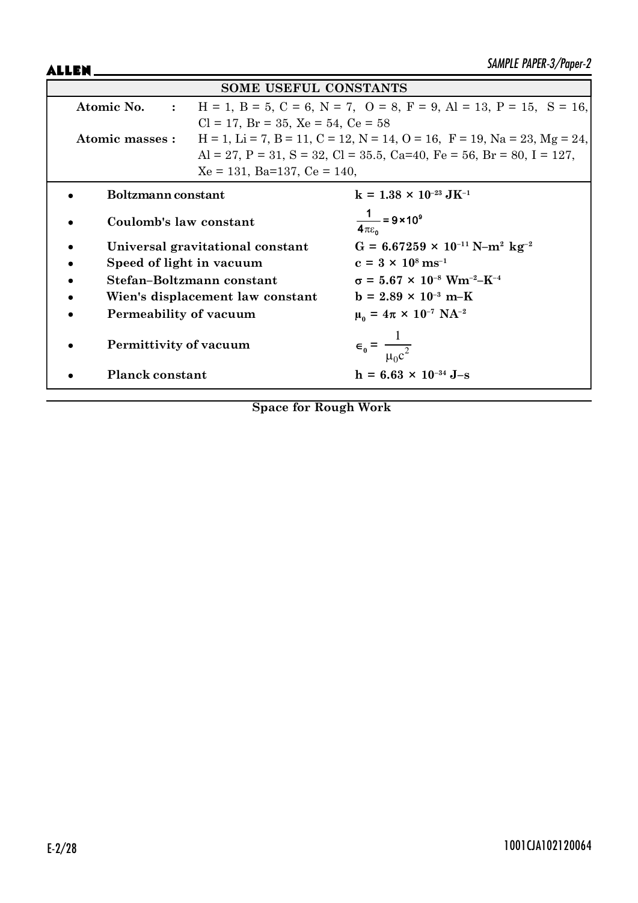## SOME USEFUL CONSTANTS

**Atomic No. :** H = 1, B = 5, C = 6, N = 7, O = 8, F = 9, Al = 13, P = 15, S = 16, Cl = 17, Br = 35, Xe = 54, Ce = 58

**Atomic masses :** H = 1, Li = 7, B = 11, C = 12, N = 14, O = 16, F = 19, Na = 23, Mg = 24, Al = 27, P = 31, S = 32, Cl = 35.5, Ca=40, Fe = 56, Br = 80, I = 127, Xe = 131, Ba=137, Ce = 140,

- **Boltzmann constant** — $k = 1.38 \times 10^{-23}\ JK^{-1}$
- **Coulomb's law constant** — $\frac{1}{4\pi\varepsilon_0} = 9\times10^9$
- **Universal gravitational constant** — $G = 6.67259 \times 10^{-11}\ N\text{–}m^2\ kg^{-2}$
- **Speed of light in vacuum** — $c = 3 \times 10^8\ ms^{-1}$
- **Stefan–Boltzmann constant** — $\sigma = 5.67 \times 10^{-8}\ Wm^{-2}\text{–}K^{-4}$
- **Wien's displacement law constant** — $b = 2.89 \times 10^{-3}\ m\text{–}K$
- **Permeability of vacuum** — $\mu_0 = 4\pi \times 10^{-7}\ NA^{-2}$
- **Permittivity of vacuum** — $\epsilon_0 = \frac{1}{\mu_0 c^2}$
- **Planck constant** — $h = 6.63 \times 10^{-34}\ J\text{–}s$

**Space for Rough Work**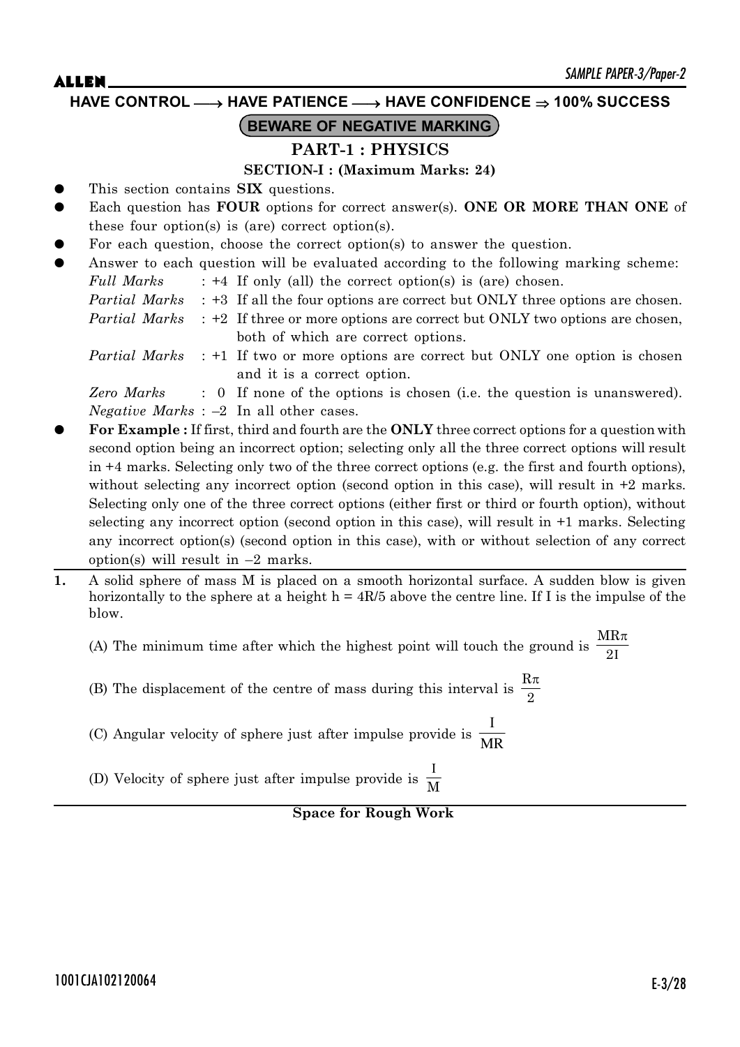HAVE CONTROL ⟶ HAVE PATIENCE ⟶ HAVE CONFIDENCE ⇒ 100% SUCCESS

**BEWARE OF NEGATIVE MARKING**

## PART-1 : PHYSICS

### SECTION-I : (Maximum Marks: 24)

- This section contains **SIX** questions.
- Each question has **FOUR** options for correct answer(s). **ONE OR MORE THAN ONE** of these four option(s) is (are) correct option(s).
- For each question, choose the correct option(s) to answer the question.
- Answer to each question will be evaluated according to the following marking scheme:

  *Full Marks* : +4 If only (all) the correct option(s) is (are) chosen.
  *Partial Marks* : +3 If all the four options are correct but ONLY three options are chosen.
  *Partial Marks* : +2 If three or more options are correct but ONLY two options are chosen, both of which are correct options.
  *Partial Marks* : +1 If two or more options are correct but ONLY one option is chosen and it is a correct option.
  *Zero Marks* : 0 If none of the options is chosen (i.e. the question is unanswered).
  *Negative Marks* : –2 In all other cases.

- **For Example :** If first, third and fourth are the **ONLY** three correct options for a question with second option being an incorrect option; selecting only all the three correct options will result in +4 marks. Selecting only two of the three correct options (e.g. the first and fourth options), without selecting any incorrect option (second option in this case), will result in +2 marks. Selecting only one of the three correct options (either first or third or fourth option), without selecting any incorrect option (second option in this case), will result in +1 marks. Selecting any incorrect option(s) (second option in this case), with or without selection of any correct option(s) will result in –2 marks.

**1.** A solid sphere of mass M is placed on a smooth horizontal surface. A sudden blow is given horizontally to the sphere at a height $h = 4R/5$ above the centre line. If I is the impulse of the blow.

(A) The minimum time after which the highest point will touch the ground is $\frac{MR\pi}{2I}$

(B) The displacement of the centre of mass during this interval is $\frac{R\pi}{2}$

(C) Angular velocity of sphere just after impulse provide is $\frac{I}{MR}$

(D) Velocity of sphere just after impulse provide is $\frac{I}{M}$

**Space for Rough Work**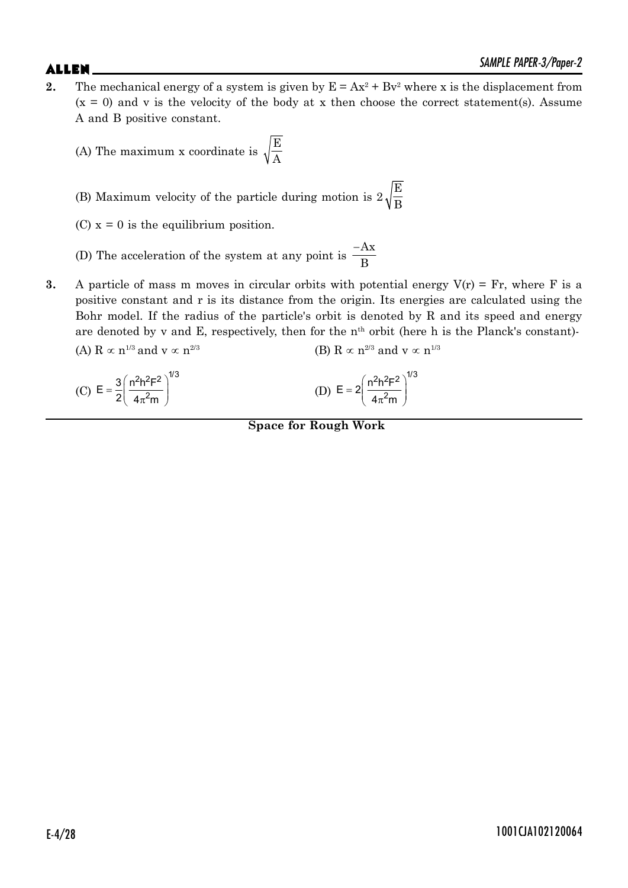**2.** The mechanical energy of a system is given by $E = Ax^2 + Bv^2$ where x is the displacement from $(x = 0)$ and v is the velocity of the body at x then choose the correct statement(s). Assume A and B positive constant.

(A) The maximum x coordinate is $\sqrt{\frac{E}{A}}$

(B) Maximum velocity of the particle during motion is $2\sqrt{\frac{E}{B}}$

(C) $x = 0$ is the equilibrium position.

(D) The acceleration of the system at any point is $\frac{-Ax}{B}$

**3.** A particle of mass m moves in circular orbits with potential energy $V(r) = Fr$, where F is a positive constant and r is its distance from the origin. Its energies are calculated using the Bohr model. If the radius of the particle's orbit is denoted by R and its speed and energy are denoted by v and E, respectively, then for the $n^{th}$ orbit (here h is the Planck's constant)-

(A) $R \propto n^{1/3}$ and $v \propto n^{2/3}$

(B) $R \propto n^{2/3}$ and $v \propto n^{1/3}$

(C) $E = \frac{3}{2}\left(\frac{n^2h^2F^2}{4\pi^2 m}\right)^{1/3}$

(D) $E = 2\left(\frac{n^2h^2F^2}{4\pi^2 m}\right)^{1/3}$

**Space for Rough Work**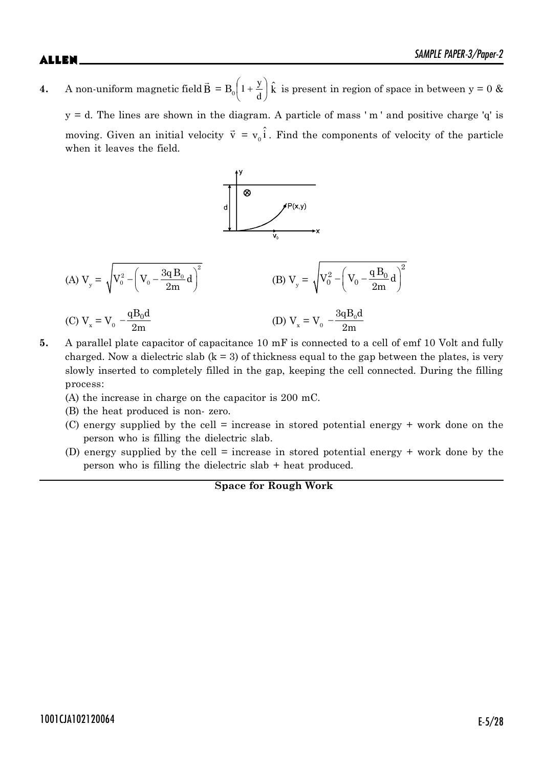**4.** A non-uniform magnetic field $\vec{B} = B_0\left(1+\frac{y}{d}\right)\hat{k}$ is present in region of space in between y = 0 & y = d. The lines are shown in the diagram. A particle of mass ' m ' and positive charge 'q' is moving. Given an initial velocity $\vec{v} = v_0\hat{i}$. Find the components of velocity of the particle when it leaves the field.

(A) $V_y = \sqrt{V_0^2 - \left(V_0 - \frac{3qB_0}{2m}d\right)^2}$

(B) $V_y = \sqrt{V_0^2 - \left(V_0 - \frac{qB_0}{2m}d\right)^2}$

(C) $V_x = V_0 - \frac{qB_0 d}{2m}$

(D) $V_x = V_0 - \frac{3qB_0 d}{2m}$

**5.** A parallel plate capacitor of capacitance 10 mF is connected to a cell of emf 10 Volt and fully charged. Now a dielectric slab (k = 3) of thickness equal to the gap between the plates, is very slowly inserted to completely filled in the gap, keeping the cell connected. During the filling process:

(A) the increase in charge on the capacitor is 200 mC.

(B) the heat produced is non- zero.

(C) energy supplied by the cell = increase in stored potential energy + work done on the person who is filling the dielectric slab.

(D) energy supplied by the cell = increase in stored potential energy + work done by the person who is filling the dielectric slab + heat produced.

**Space for Rough Work**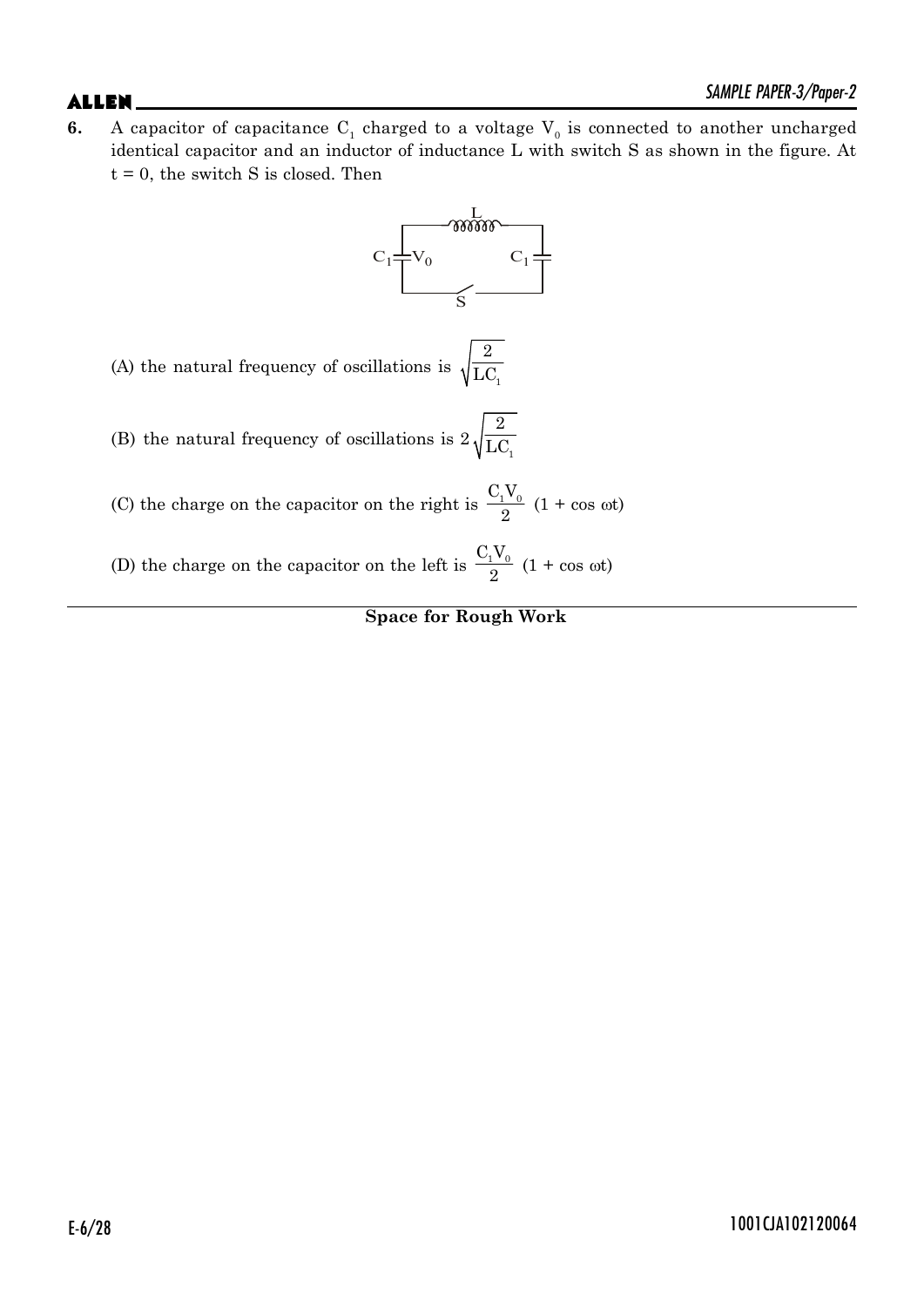**6.** A capacitor of capacitance $C_1$ charged to a voltage $V_0$ is connected to another uncharged identical capacitor and an inductor of inductance L with switch S as shown in the figure. At $t = 0$, the switch S is closed. Then

(A) the natural frequency of oscillations is $\sqrt{\frac{2}{LC_1}}$

(B) the natural frequency of oscillations is $2\sqrt{\frac{2}{LC_1}}$

(C) the charge on the capacitor on the right is $\frac{C_1V_0}{2}(1 + \cos \omega t)$

(D) the charge on the capacitor on the left is $\frac{C_1V_0}{2}(1 + \cos \omega t)$

**Space for Rough Work**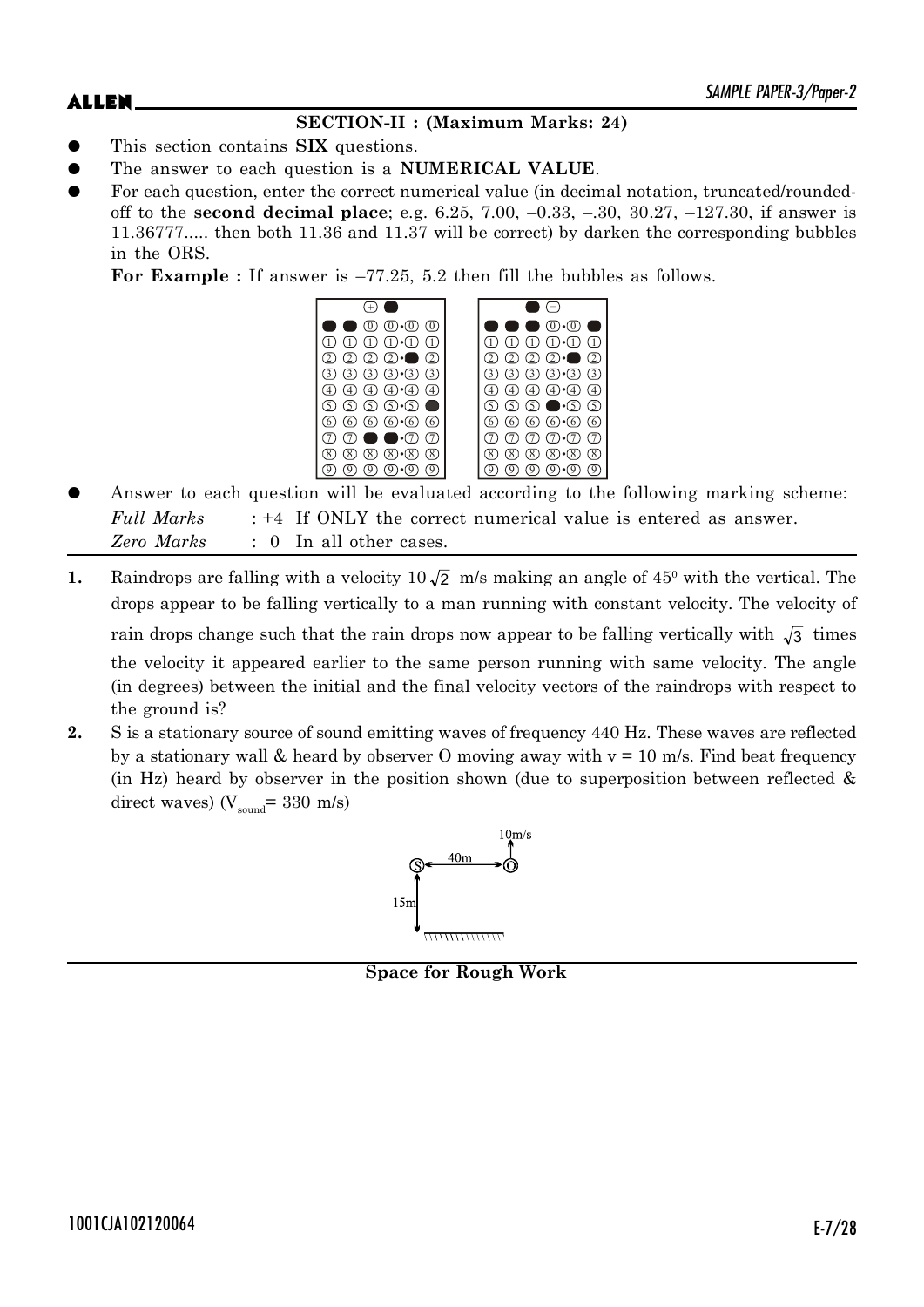## SECTION-II : (Maximum Marks: 24)

- This section contains **SIX** questions.
- The answer to each question is a **NUMERICAL VALUE**.
- For each question, enter the correct numerical value (in decimal notation, truncated/rounded-off to the **second decimal place**; e.g. 6.25, 7.00, –0.33, –.30, 30.27, –127.30, if answer is 11.36777..... then both 11.36 and 11.37 will be correct) by darken the corresponding bubbles in the ORS.

  **For Example :** If answer is –77.25, 5.2 then fill the bubbles as follows.

- Answer to each question will be evaluated according to the following marking scheme:

  *Full Marks* : +4 If ONLY the correct numerical value is entered as answer.

  *Zero Marks* : 0 In all other cases.

---

**1.** Raindrops are falling with a velocity $10\sqrt{2}$ m/s making an angle of $45^0$ with the vertical. The drops appear to be falling vertically to a man running with constant velocity. The velocity of rain drops change such that the rain drops now appear to be falling vertically with $\sqrt{3}$ times the velocity it appeared earlier to the same person running with same velocity. The angle (in degrees) between the initial and the final velocity vectors of the raindrops with respect to the ground is?

**2.** S is a stationary source of sound emitting waves of frequency 440 Hz. These waves are reflected by a stationary wall & heard by observer O moving away with v = 10 m/s. Find beat frequency (in Hz) heard by observer in the position shown (due to superposition between reflected & direct waves) ($V_{sound}$= 330 m/s)

**Space for Rough Work**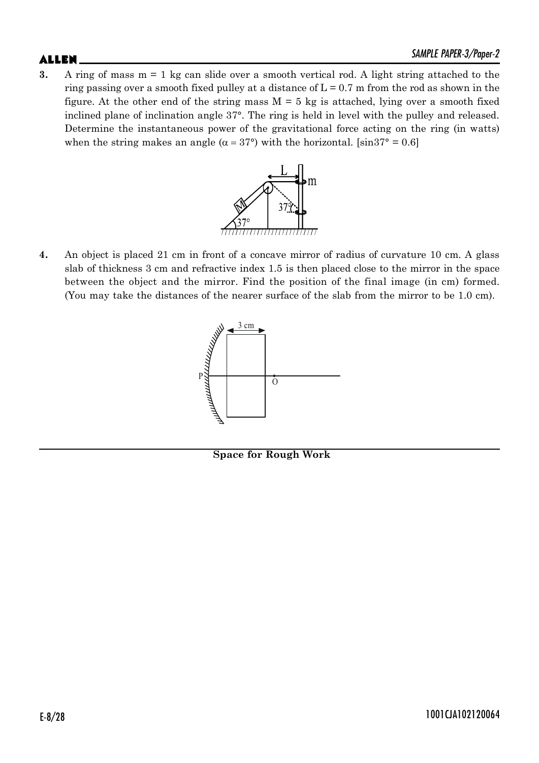**3.** A ring of mass m = 1 kg can slide over a smooth vertical rod. A light string attached to the ring passing over a smooth fixed pulley at a distance of L = 0.7 m from the rod as shown in the figure. At the other end of the string mass M = 5 kg is attached, lying over a smooth fixed inclined plane of inclination angle 37°. The ring is held in level with the pulley and released. Determine the instantaneous power of the gravitational force acting on the ring (in watts) when the string makes an angle ($\alpha$ = 37°) with the horizontal. [sin37° = 0.6]

**4.** An object is placed 21 cm in front of a concave mirror of radius of curvature 10 cm. A glass slab of thickness 3 cm and refractive index 1.5 is then placed close to the mirror in the space between the object and the mirror. Find the position of the final image (in cm) formed. (You may take the distances of the nearer surface of the slab from the mirror to be 1.0 cm).

**Space for Rough Work**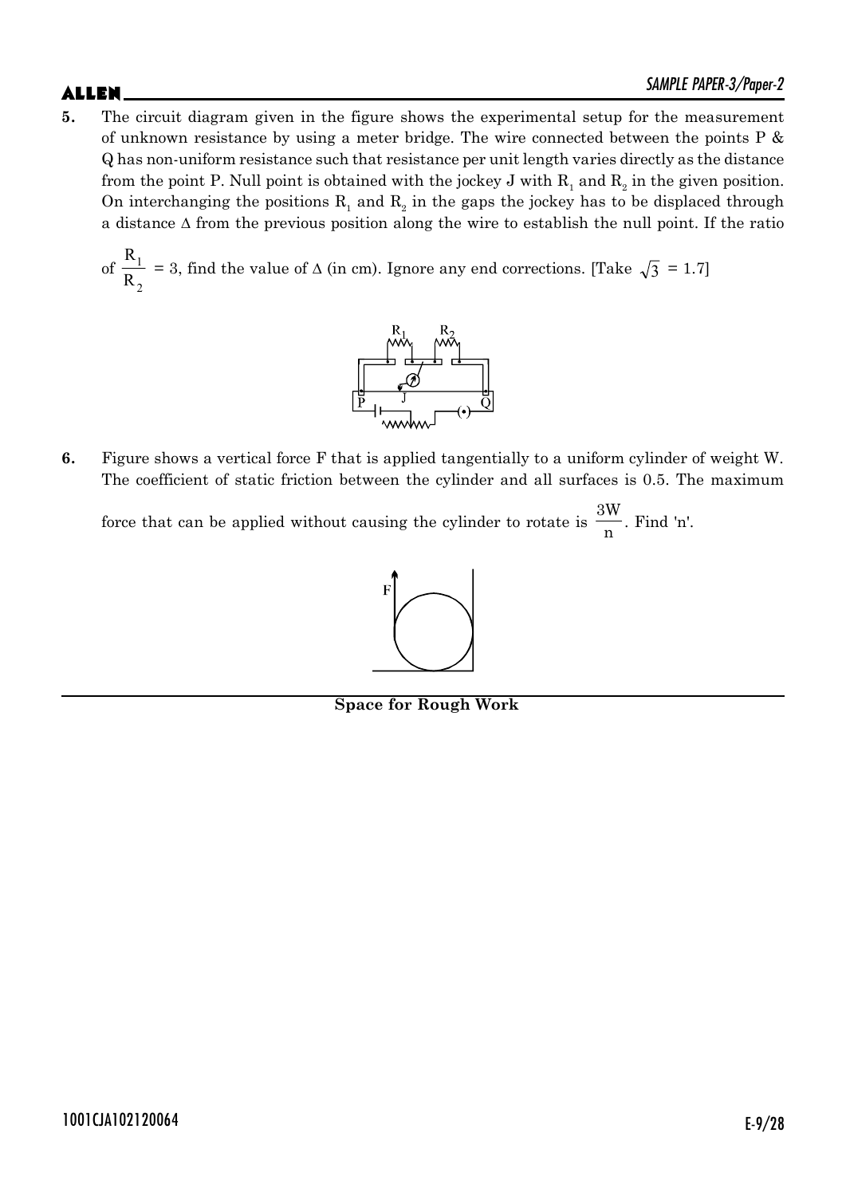**5.** The circuit diagram given in the figure shows the experimental setup for the measurement of unknown resistance by using a meter bridge. The wire connected between the points P & Q has non-uniform resistance such that resistance per unit length varies directly as the distance from the point P. Null point is obtained with the jockey J with $R_1$ and $R_2$ in the given position. On interchanging the positions $R_1$ and $R_2$ in the gaps the jockey has to be displaced through a distance $\Delta$ from the previous position along the wire to establish the null point. If the ratio of $\frac{R_1}{R_2} = 3$, find the value of $\Delta$ (in cm). Ignore any end corrections. [Take $\sqrt{3} = 1.7$]

**6.** Figure shows a vertical force F that is applied tangentially to a uniform cylinder of weight W. The coefficient of static friction between the cylinder and all surfaces is 0.5. The maximum force that can be applied without causing the cylinder to rotate is $\frac{3W}{n}$. Find 'n'.

**Space for Rough Work**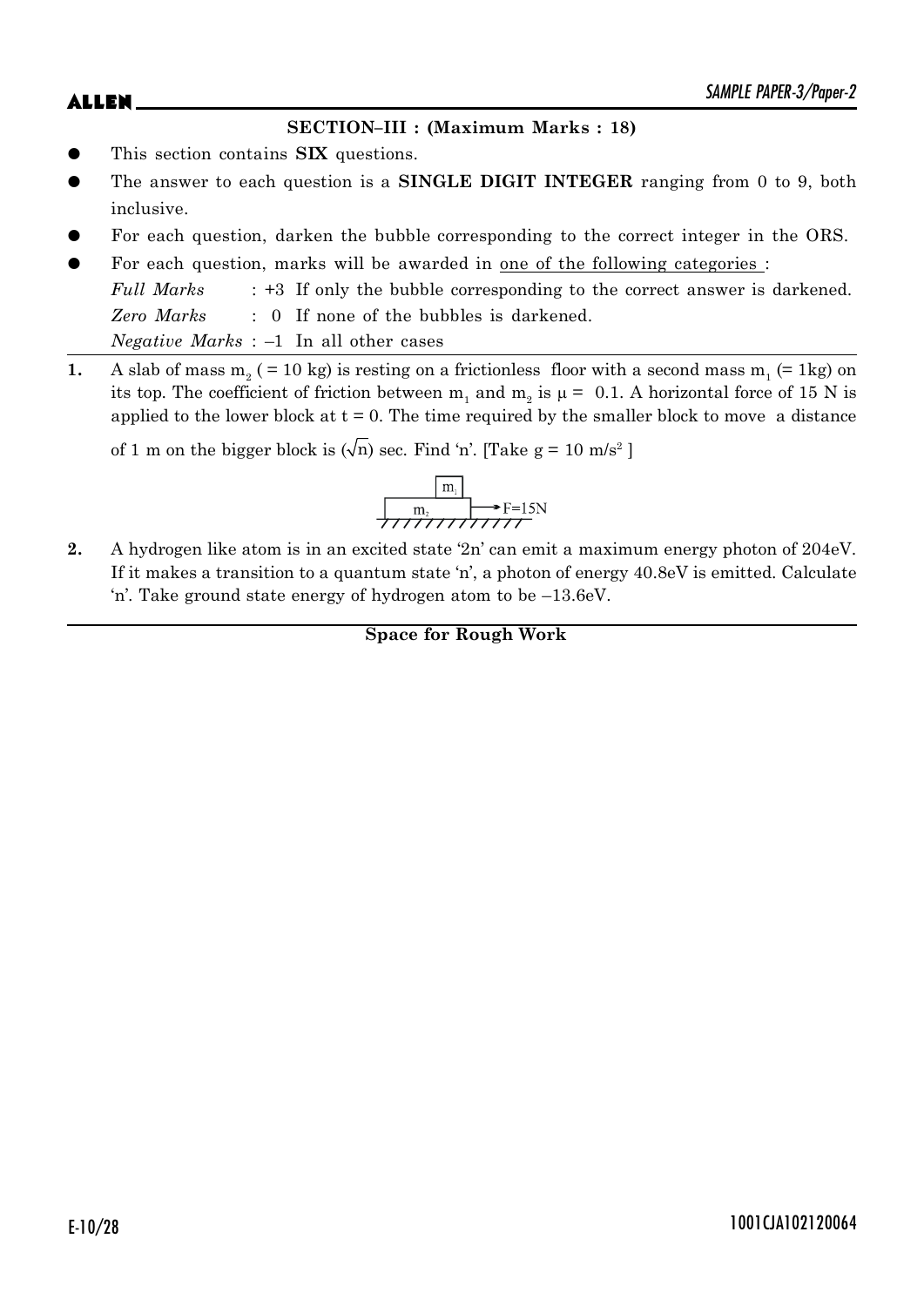## SECTION–III : (Maximum Marks : 18)

- This section contains **SIX** questions.
- The answer to each question is a **SINGLE DIGIT INTEGER** ranging from 0 to 9, both inclusive.
- For each question, darken the bubble corresponding to the correct integer in the ORS.
- For each question, marks will be awarded in <u>one of the following categories</u> :

  *Full Marks* : +3 If only the bubble corresponding to the correct answer is darkened.

  *Zero Marks* : 0 If none of the bubbles is darkened.

  *Negative Marks* : –1 In all other cases

**1.** A slab of mass $m_2$ ( = 10 kg) is resting on a frictionless floor with a second mass $m_1$ (= 1kg) on its top. The coefficient of friction between $m_1$ and $m_2$ is $\mu = 0.1$. A horizontal force of 15 N is applied to the lower block at t = 0. The time required by the smaller block to move a distance of 1 m on the bigger block is $(\sqrt{n})$ sec. Find 'n'. [Take g = 10 m/s$^2$ ]

**2.** A hydrogen like atom is in an excited state '2n' can emit a maximum energy photon of 204eV. If it makes a transition to a quantum state 'n', a photon of energy 40.8eV is emitted. Calculate 'n'. Take ground state energy of hydrogen atom to be –13.6eV.

**Space for Rough Work**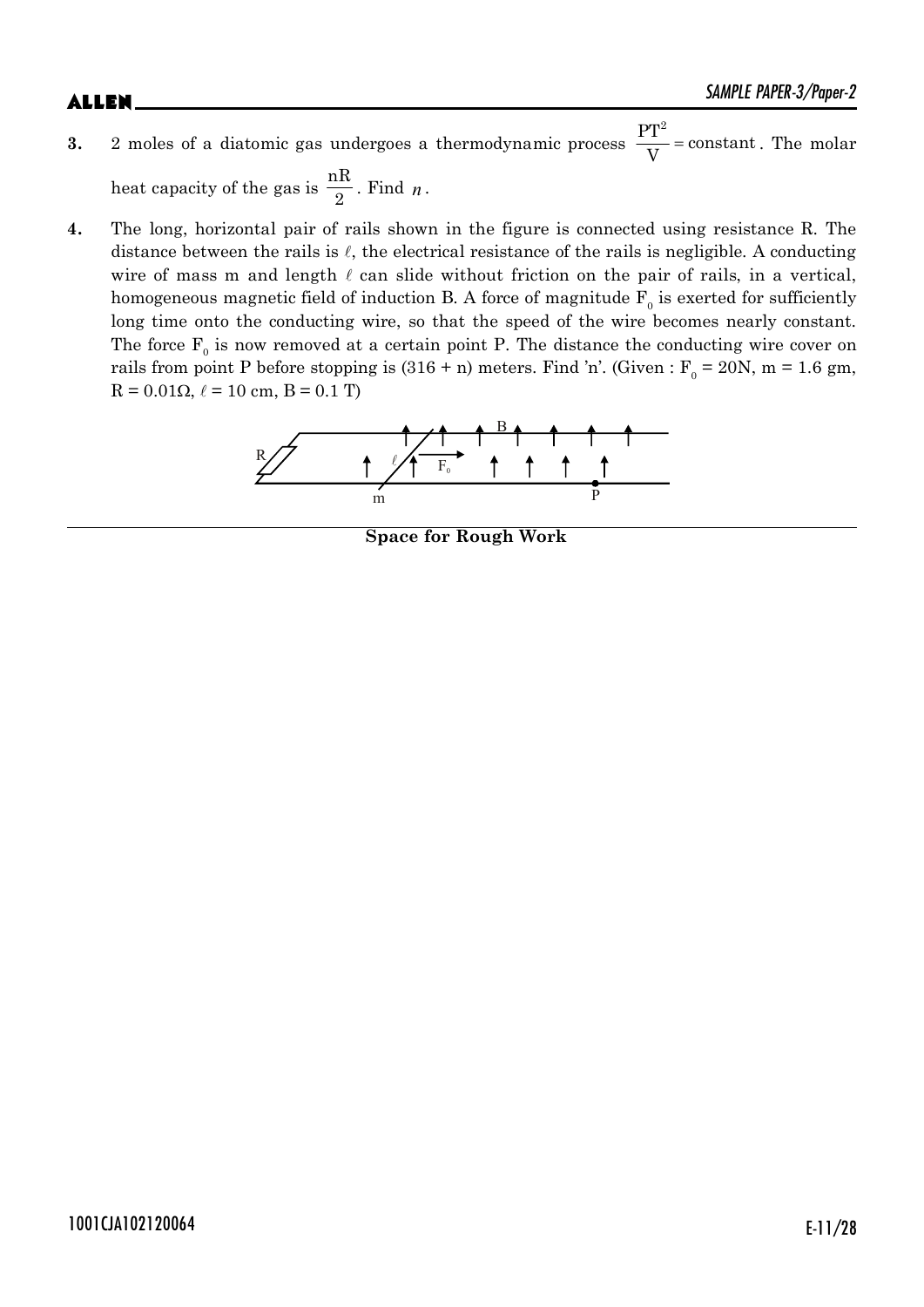**3.** 2 moles of a diatomic gas undergoes a thermodynamic process $\frac{PT^2}{V} = \text{constant}$. The molar heat capacity of the gas is $\frac{nR}{2}$. Find $n$.

**4.** The long, horizontal pair of rails shown in the figure is connected using resistance R. The distance between the rails is $\ell$, the electrical resistance of the rails is negligible. A conducting wire of mass m and length $\ell$ can slide without friction on the pair of rails, in a vertical, homogeneous magnetic field of induction B. A force of magnitude $F_0$ is exerted for sufficiently long time onto the conducting wire, so that the speed of the wire becomes nearly constant. The force $F_0$ is now removed at a certain point P. The distance the conducting wire cover on rails from point P before stopping is (316 + n) meters. Find 'n'. (Given : $F_0$ = 20N, m = 1.6 gm, R = 0.01Ω, $\ell$ = 10 cm, B = 0.1 T)

**Space for Rough Work**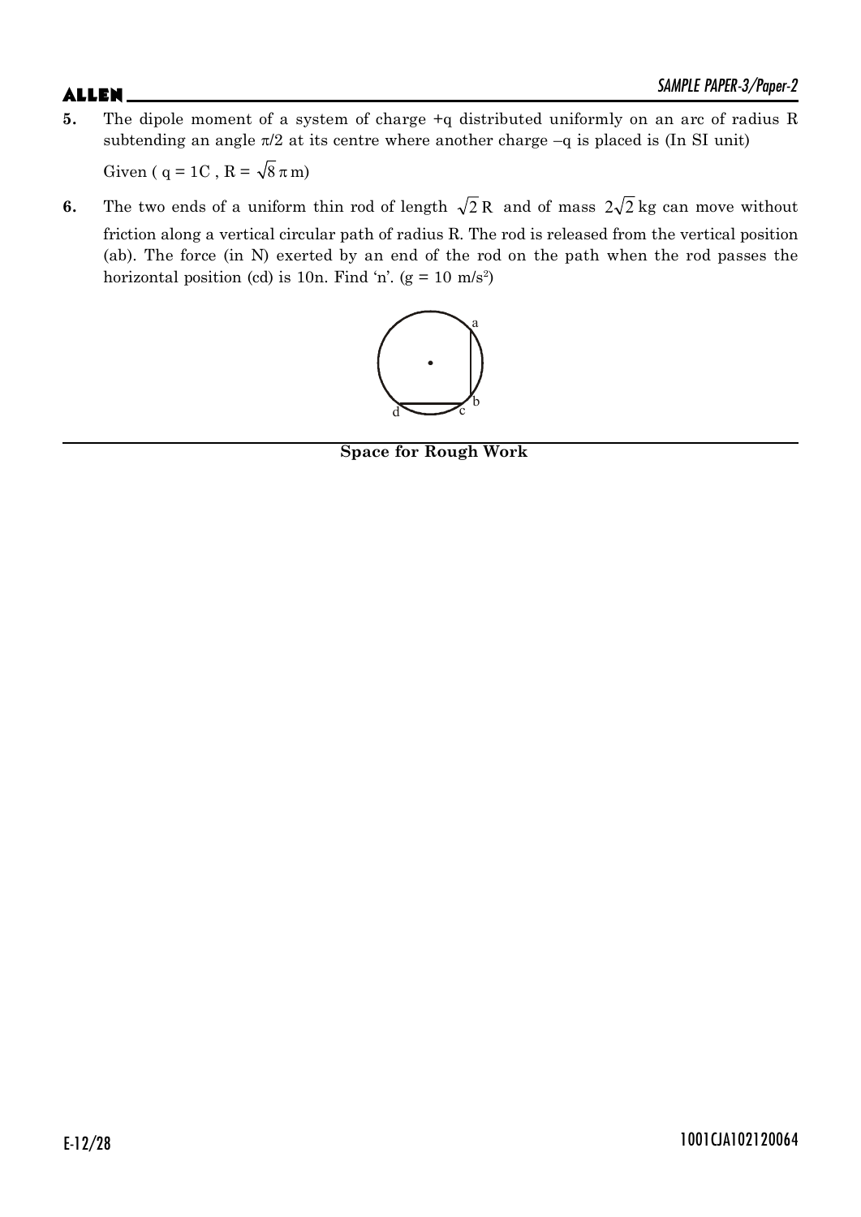**5.** The dipole moment of a system of charge +q distributed uniformly on an arc of radius R subtending an angle $\pi/2$ at its centre where another charge –q is placed is (In SI unit)

Given ( $q = 1C$ , $R = \sqrt{8}\pi\,m$)

**6.** The two ends of a uniform thin rod of length $\sqrt{2}R$ and of mass $2\sqrt{2}$ kg can move without friction along a vertical circular path of radius R. The rod is released from the vertical position (ab). The force (in N) exerted by an end of the rod on the path when the rod passes the horizontal position (cd) is 10n. Find 'n'. ($g = 10\ m/s^2$)

**Space for Rough Work**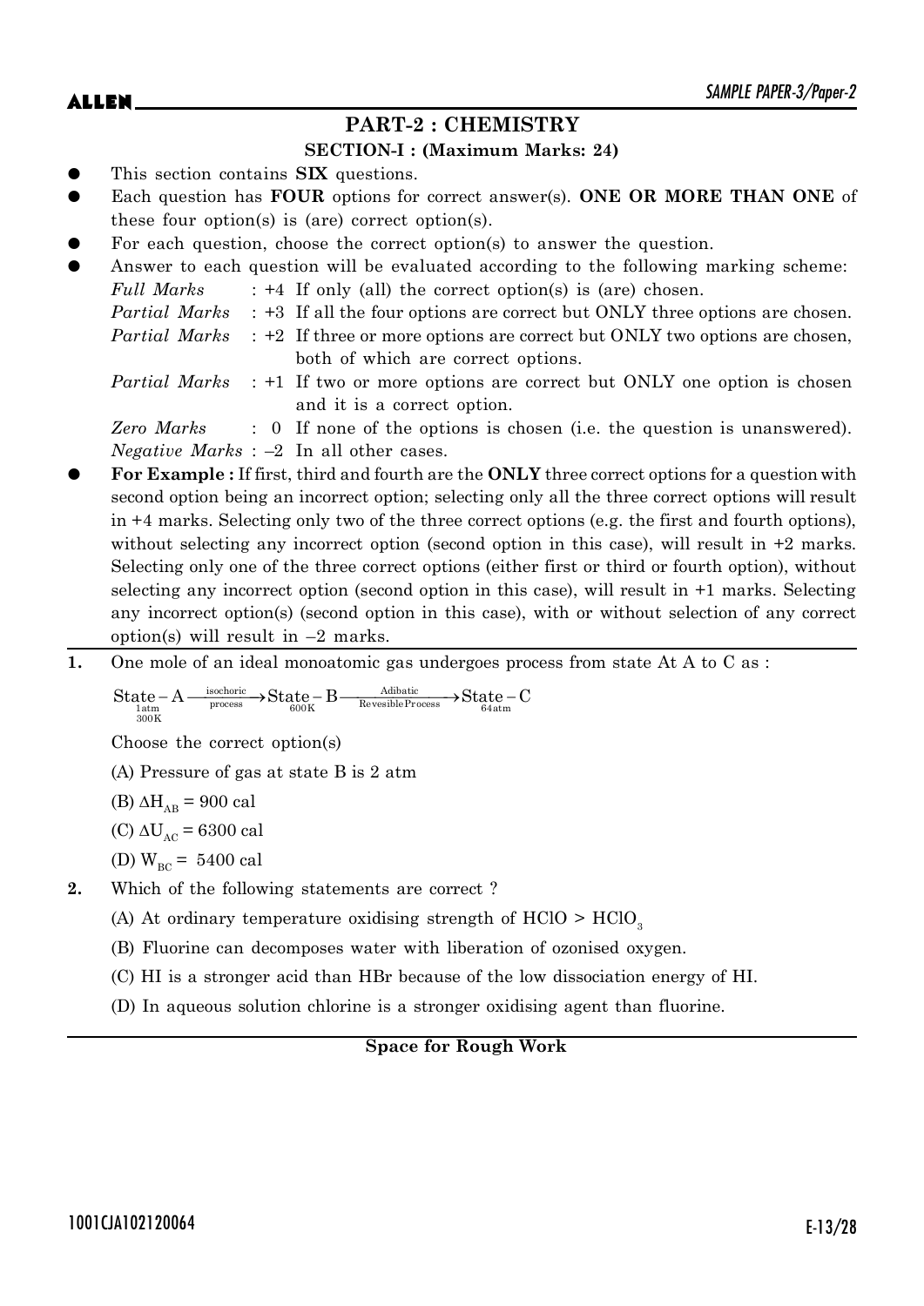## PART-2 : CHEMISTRY

### SECTION-I : (Maximum Marks: 24)

- This section contains **SIX** questions.
- Each question has **FOUR** options for correct answer(s). **ONE OR MORE THAN ONE** of these four option(s) is (are) correct option(s).
- For each question, choose the correct option(s) to answer the question.
- Answer to each question will be evaluated according to the following marking scheme:

  *Full Marks* : +4 If only (all) the correct option(s) is (are) chosen.

  *Partial Marks* : +3 If all the four options are correct but ONLY three options are chosen.

  *Partial Marks* : +2 If three or more options are correct but ONLY two options are chosen, both of which are correct options.

  *Partial Marks* : +1 If two or more options are correct but ONLY one option is chosen and it is a correct option.

  *Zero Marks* : 0 If none of the options is chosen (i.e. the question is unanswered).

  *Negative Marks* : –2 In all other cases.
- **For Example :** If first, third and fourth are the **ONLY** three correct options for a question with second option being an incorrect option; selecting only all the three correct options will result in +4 marks. Selecting only two of the three correct options (e.g. the first and fourth options), without selecting any incorrect option (second option in this case), will result in +2 marks. Selecting only one of the three correct options (either first or third or fourth option), without selecting any incorrect option (second option in this case), will result in +1 marks. Selecting any incorrect option(s) (second option in this case), with or without selection of any correct option(s) will result in –2 marks.

---

**1.** One mole of an ideal monoatomic gas undergoes process from state At A to C as :

$$\underset{\substack{1\text{atm} \\ 300\text{K}}}{\text{State}-\text{A}} \xrightarrow[\text{process}]{\text{isochoric}} \underset{600\text{K}}{\text{State}-\text{B}} \xrightarrow[\text{Revesible Process}]{\text{Adibatic}} \underset{64\text{atm}}{\text{State}-\text{C}}$$

Choose the correct option(s)

(A) Pressure of gas at state B is 2 atm

(B) $\Delta H_{AB} = 900$ cal

(C) $\Delta U_{AC} = 6300$ cal

(D) $W_{BC} = 5400$ cal

**2.** Which of the following statements are correct ?

(A) At ordinary temperature oxidising strength of $HClO > HClO_3$

(B) Fluorine can decomposes water with liberation of ozonised oxygen.

(C) HI is a stronger acid than HBr because of the low dissociation energy of HI.

(D) In aqueous solution chlorine is a stronger oxidising agent than fluorine.

**Space for Rough Work**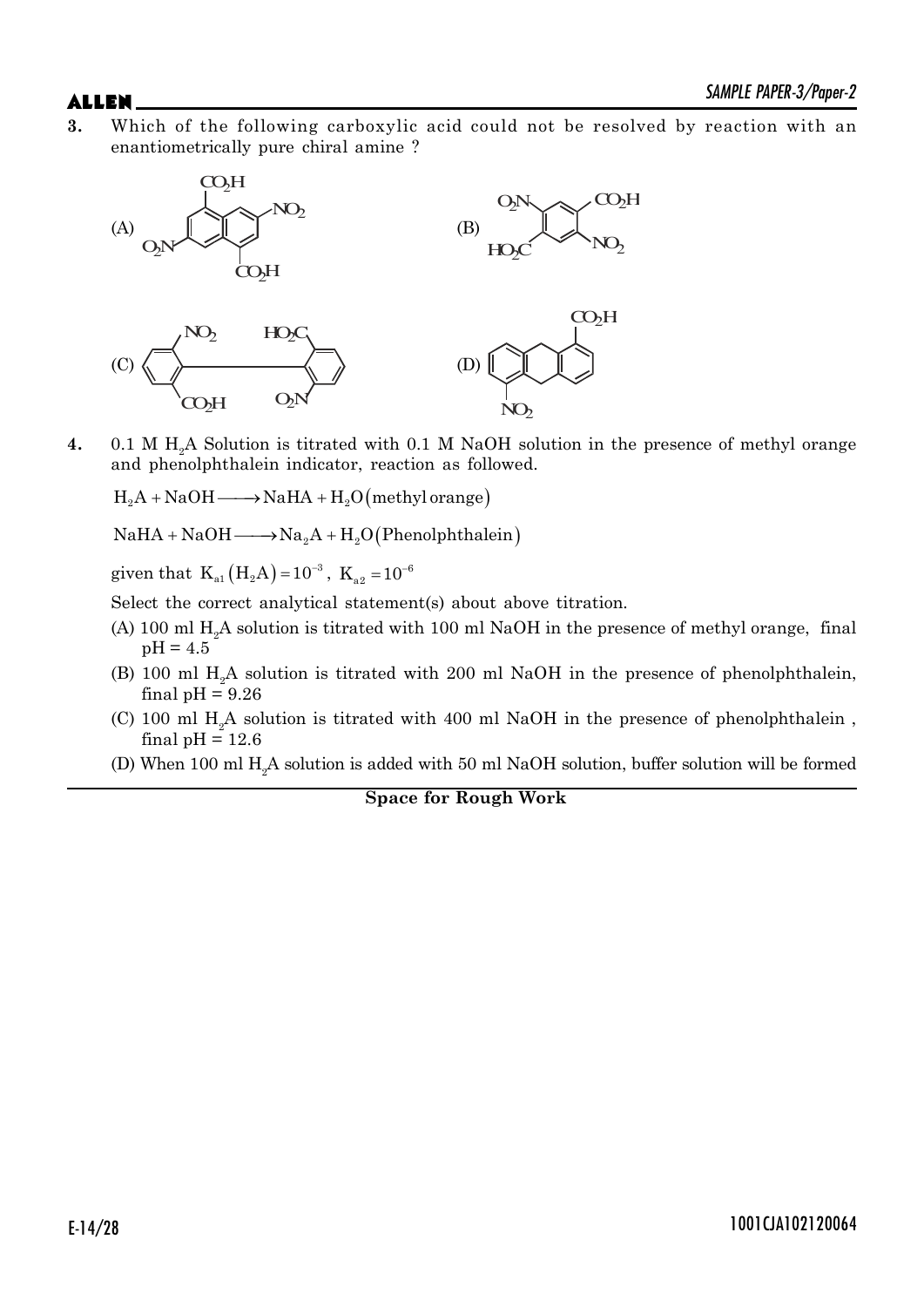**3.** Which of the following carboxylic acid could not be resolved by reaction with an enantiometrically pure chiral amine ?

(A) (B)

(C) (D)

**4.** 0.1 M $H_2A$ Solution is titrated with 0.1 M NaOH solution in the presence of methyl orange and phenolphthalein indicator, reaction as followed.

$H_2A + NaOH \longrightarrow NaHA + H_2O$ (methyl orange)

$NaHA + NaOH \longrightarrow Na_2A + H_2O$ (Phenolphthalein)

given that $K_{a1}(H_2A) = 10^{-3}$, $K_{a2} = 10^{-6}$

Select the correct analytical statement(s) about above titration.

(A) 100 ml $H_2A$ solution is titrated with 100 ml NaOH in the presence of methyl orange, final pH = 4.5

(B) 100 ml $H_2A$ solution is titrated with 200 ml NaOH in the presence of phenolphthalein, final pH = 9.26

(C) 100 ml $H_2A$ solution is titrated with 400 ml NaOH in the presence of phenolphthalein , final pH = 12.6

(D) When 100 ml $H_2A$ solution is added with 50 ml NaOH solution, buffer solution will be formed

**Space for Rough Work**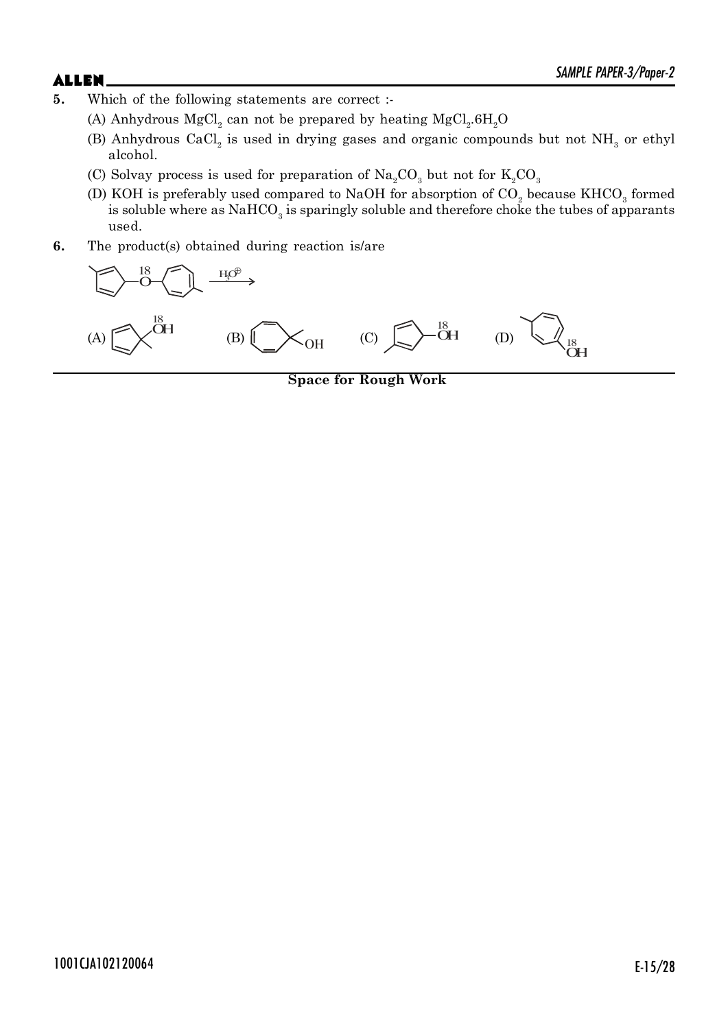**5.** Which of the following statements are correct :-

(A) Anhydrous $MgCl_2$ can not be prepared by heating $MgCl_2.6H_2O$

(B) Anhydrous $CaCl_2$ is used in drying gases and organic compounds but not $NH_3$ or ethyl alcohol.

(C) Solvay process is used for preparation of $Na_2CO_3$ but not for $K_2CO_3$

(D) KOH is preferably used compared to NaOH for absorption of $CO_2$ because $KHCO_3$ formed is soluble where as $NaHCO_3$ is sparingly soluble and therefore choke the tubes of apparants used.

**6.** The product(s) obtained during reaction is/are

$\xrightarrow{H_3O^{\oplus}}$

(A) $^{18}OH$ (B) OH (C) $^{18}OH$ (D) $^{18}OH$

**Space for Rough Work**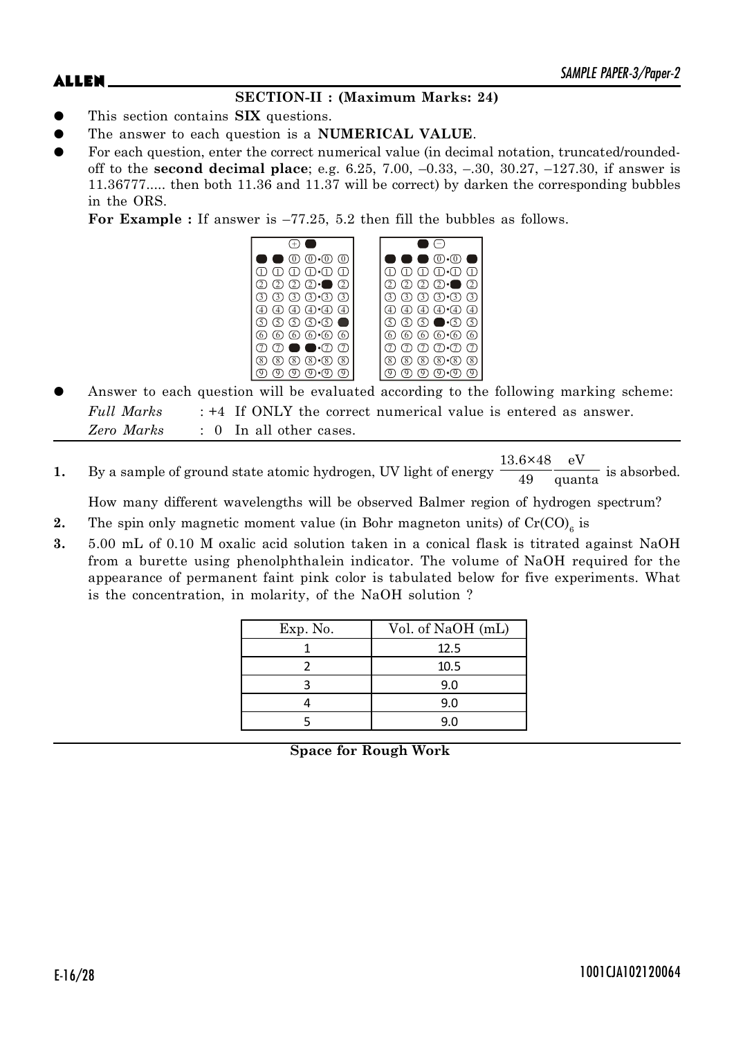## SECTION-II : (Maximum Marks: 24)

- This section contains **SIX** questions.
- The answer to each question is a **NUMERICAL VALUE**.
- For each question, enter the correct numerical value (in decimal notation, truncated/rounded-off to the **second decimal place**; e.g. 6.25, 7.00, –0.33, –.30, 30.27, –127.30, if answer is 11.36777..... then both 11.36 and 11.37 will be correct) by darken the corresponding bubbles in the ORS.

  **For Example :** If answer is –77.25, 5.2 then fill the bubbles as follows.

- Answer to each question will be evaluated according to the following marking scheme:

  *Full Marks* : +4 If ONLY the correct numerical value is entered as answer.

  *Zero Marks* : 0 In all other cases.

**1.** By a sample of ground state atomic hydrogen, UV light of energy $\frac{13.6 \times 48}{49} \frac{\text{eV}}{\text{quanta}}$ is absorbed.

How many different wavelengths will be observed Balmer region of hydrogen spectrum?

**2.** The spin only magnetic moment value (in Bohr magneton units) of $Cr(CO)_6$ is

**3.** 5.00 mL of 0.10 M oxalic acid solution taken in a conical flask is titrated against NaOH from a burette using phenolphthalein indicator. The volume of NaOH required for the appearance of permanent faint pink color is tabulated below for five experiments. What is the concentration, in molarity, of the NaOH solution ?

| Exp. No. | Vol. of NaOH (mL) |
|---|---|
| 1 | 12.5 |
| 2 | 10.5 |
| 3 | 9.0 |
| 4 | 9.0 |
| 5 | 9.0 |

**Space for Rough Work**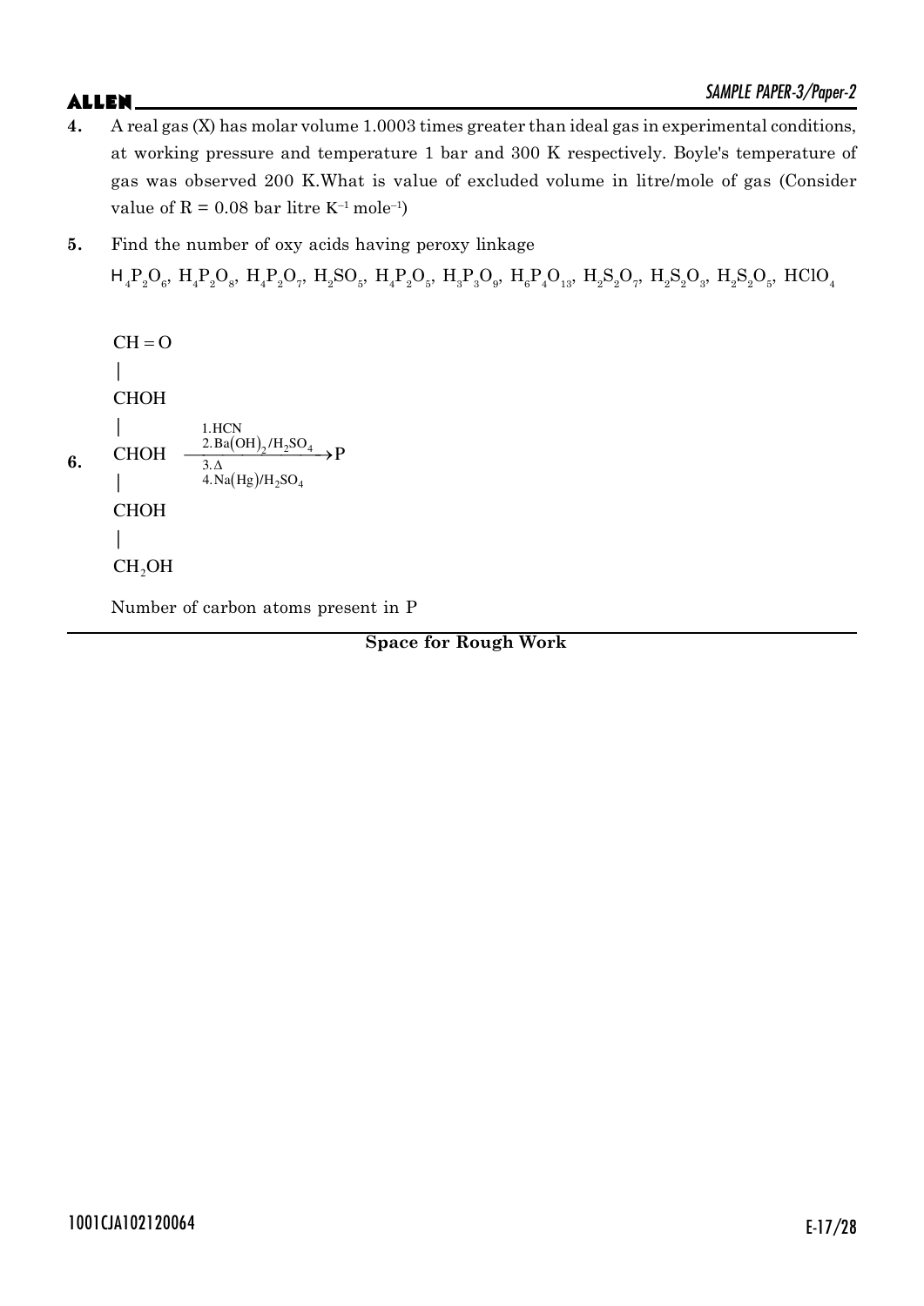**4.** A real gas (X) has molar volume 1.0003 times greater than ideal gas in experimental conditions, at working pressure and temperature 1 bar and 300 K respectively. Boyle's temperature of gas was observed 200 K. What is value of excluded volume in litre/mole of gas (Consider value of R = 0.08 bar litre $K^{-1}$ $mole^{-1}$)

**5.** Find the number of oxy acids having peroxy linkage

$H_4P_2O_6$, $H_4P_2O_8$, $H_4P_2O_7$, $H_2SO_5$, $H_4P_2O_5$, $H_3P_3O_9$, $H_6P_4O_{13}$, $H_2S_2O_7$, $H_2S_2O_3$, $H_2S_2O_5$, $HClO_4$

**6.**

$$\begin{array}{l} CH=O \\ | \\ CHOH \\ | \\ CHOH \\ | \\ CHOH \\ | \\ CH_2OH \end{array} \xrightarrow[\substack{3.\Delta \\ 4. Na(Hg)/H_2SO_4}]{\substack{1. HCN \\ 2. Ba(OH)_2/H_2SO_4}} P$$

Number of carbon atoms present in P

**Space for Rough Work**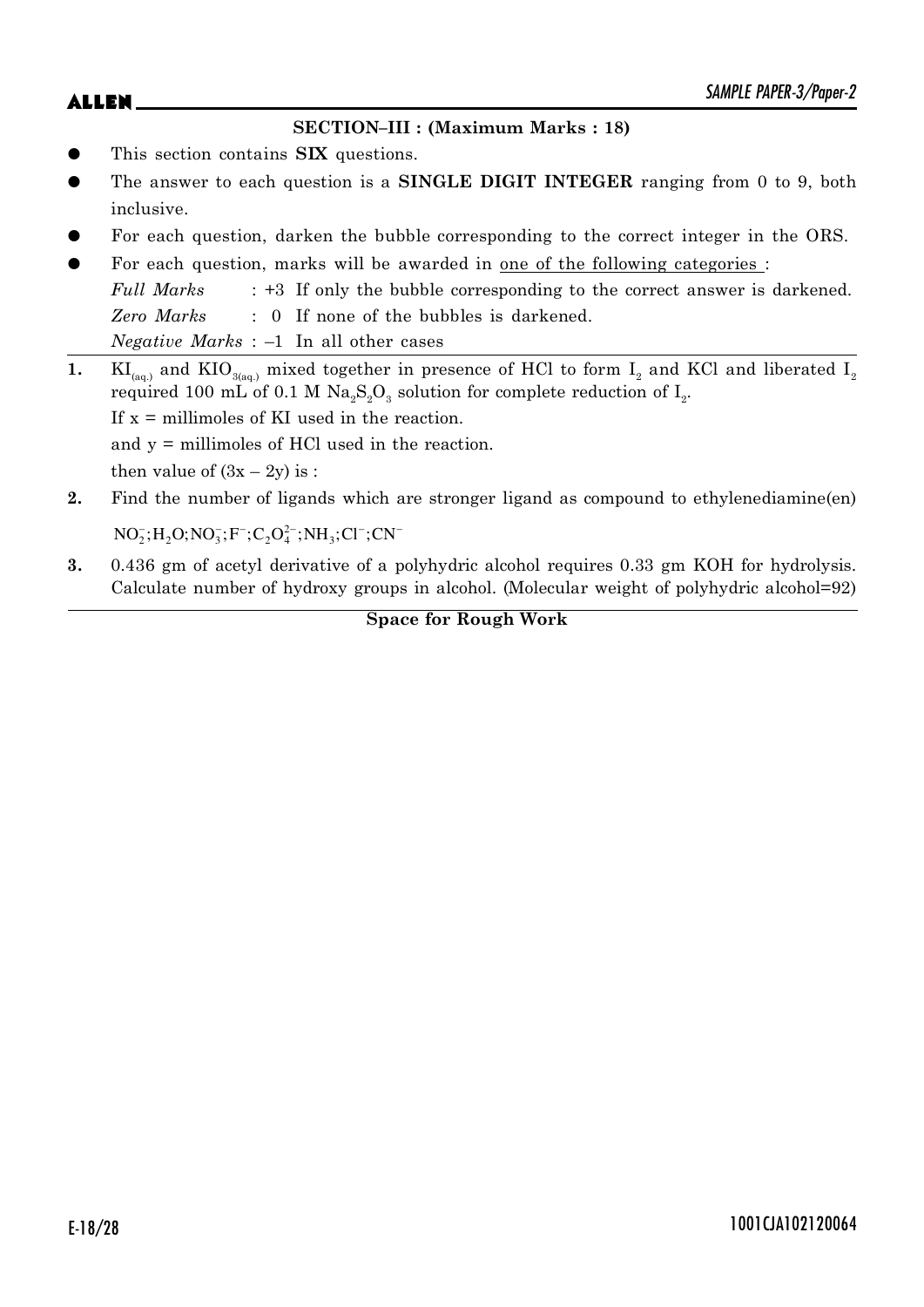## SECTION–III : (Maximum Marks : 18)

- This section contains **SIX** questions.
- The answer to each question is a **SINGLE DIGIT INTEGER** ranging from 0 to 9, both inclusive.
- For each question, darken the bubble corresponding to the correct integer in the ORS.
- For each question, marks will be awarded in one of the following categories :

  *Full Marks* : +3 If only the bubble corresponding to the correct answer is darkened.

  *Zero Marks* : 0 If none of the bubbles is darkened.

  *Negative Marks* : –1 In all other cases

**1.** $KI_{(aq.)}$ and $KIO_{3(aq.)}$ mixed together in presence of HCl to form $I_2$ and KCl and liberated $I_2$ required 100 mL of 0.1 M $Na_2S_2O_3$ solution for complete reduction of $I_2$.

If x = millimoles of KI used in the reaction.

and y = millimoles of HCl used in the reaction.

then value of $(3x - 2y)$ is :

**2.** Find the number of ligands which are stronger ligand as compound to ethylenediamine(en)

$NO_2^-; H_2O; NO_3^-; F^-; C_2O_4^{2-}; NH_3; Cl^-; CN^-$

**3.** 0.436 gm of acetyl derivative of a polyhydric alcohol requires 0.33 gm KOH for hydrolysis. Calculate number of hydroxy groups in alcohol. (Molecular weight of polyhydric alcohol=92)

**Space for Rough Work**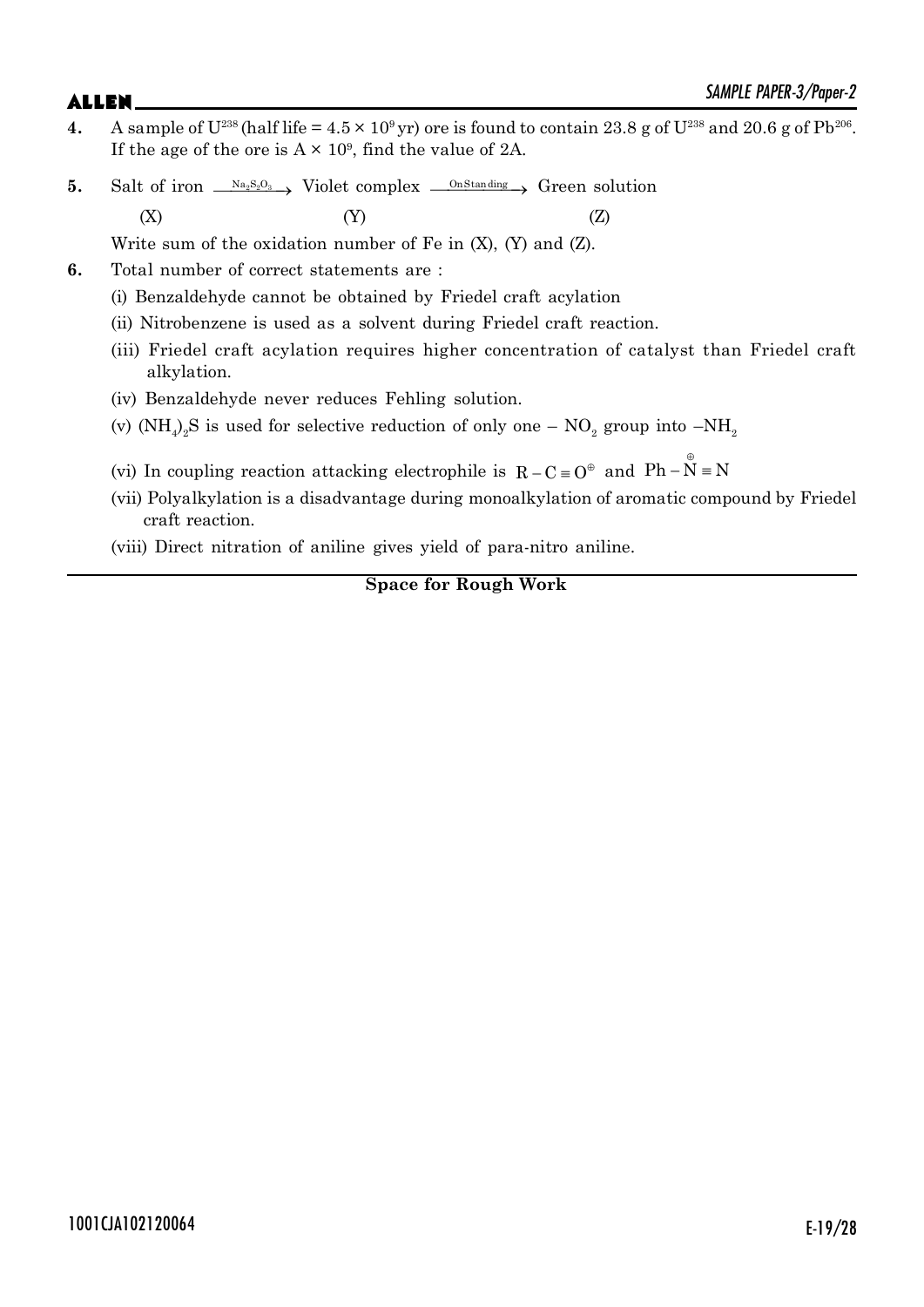**4.** A sample of $U^{238}$ (half life = $4.5 \times 10^9$ yr) ore is found to contain 23.8 g of $U^{238}$ and 20.6 g of $Pb^{206}$. If the age of the ore is $A \times 10^9$, find the value of 2A.

**5.** Salt of iron $\xrightarrow{Na_2S_2O_3}$ Violet complex $\xrightarrow{\text{On Standing}}$ Green solution

(X) (Y) (Z)

Write sum of the oxidation number of Fe in (X), (Y) and (Z).

**6.** Total number of correct statements are :

(i) Benzaldehyde cannot be obtained by Friedel craft acylation

(ii) Nitrobenzene is used as a solvent during Friedel craft reaction.

(iii) Friedel craft acylation requires higher concentration of catalyst than Friedel craft alkylation.

(iv) Benzaldehyde never reduces Fehling solution.

(v) $(NH_4)_2S$ is used for selective reduction of only one $-NO_2$ group into $-NH_2$

(vi) In coupling reaction attacking electrophile is $R-C\equiv O^{\oplus}$ and $Ph-\overset{\oplus}{N}\equiv N$

(vii) Polyalkylation is a disadvantage during monoalkylation of aromatic compound by Friedel craft reaction.

(viii) Direct nitration of aniline gives yield of para-nitro aniline.

**Space for Rough Work**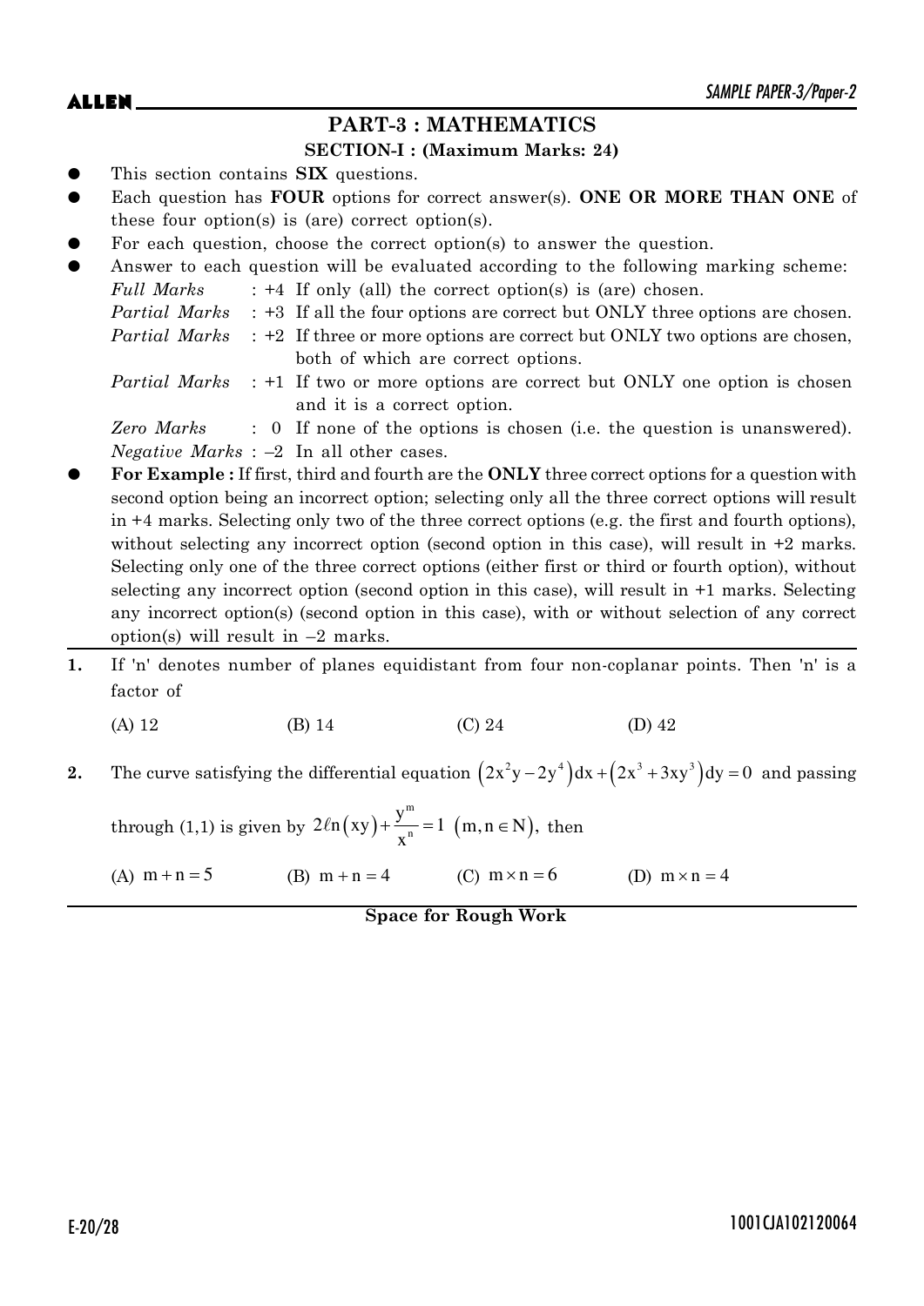## PART-3 : MATHEMATICS

### SECTION-I : (Maximum Marks: 24)

- This section contains **SIX** questions.
- Each question has **FOUR** options for correct answer(s). **ONE OR MORE THAN ONE** of these four option(s) is (are) correct option(s).
- For each question, choose the correct option(s) to answer the question.
- Answer to each question will be evaluated according to the following marking scheme:

  *Full Marks* : +4 If only (all) the correct option(s) is (are) chosen.

  *Partial Marks* : +3 If all the four options are correct but ONLY three options are chosen.

  *Partial Marks* : +2 If three or more options are correct but ONLY two options are chosen, both of which are correct options.

  *Partial Marks* : +1 If two or more options are correct but ONLY one option is chosen and it is a correct option.

  *Zero Marks* : 0 If none of the options is chosen (i.e. the question is unanswered).

  *Negative Marks* : –2 In all other cases.
- **For Example :** If first, third and fourth are the **ONLY** three correct options for a question with second option being an incorrect option; selecting only all the three correct options will result in +4 marks. Selecting only two of the three correct options (e.g. the first and fourth options), without selecting any incorrect option (second option in this case), will result in +2 marks. Selecting only one of the three correct options (either first or third or fourth option), without selecting any incorrect option (second option in this case), will result in +1 marks. Selecting any incorrect option(s) (second option in this case), with or without selection of any correct option(s) will result in –2 marks.

---

**1.** If 'n' denotes number of planes equidistant from four non-coplanar points. Then 'n' is a factor of

(A) 12 (B) 14 (C) 24 (D) 42

**2.** The curve satisfying the differential equation $\left(2x^2y-2y^4\right)dx+\left(2x^3+3xy^3\right)dy=0$ and passing through (1,1) is given by $2\ell n\left(xy\right)+\dfrac{y^m}{x^n}=1\ \left(m,n\in N\right)$, then

(A) $m+n=5$ (B) $m+n=4$ (C) $m\times n=6$ (D) $m\times n=4$

**Space for Rough Work**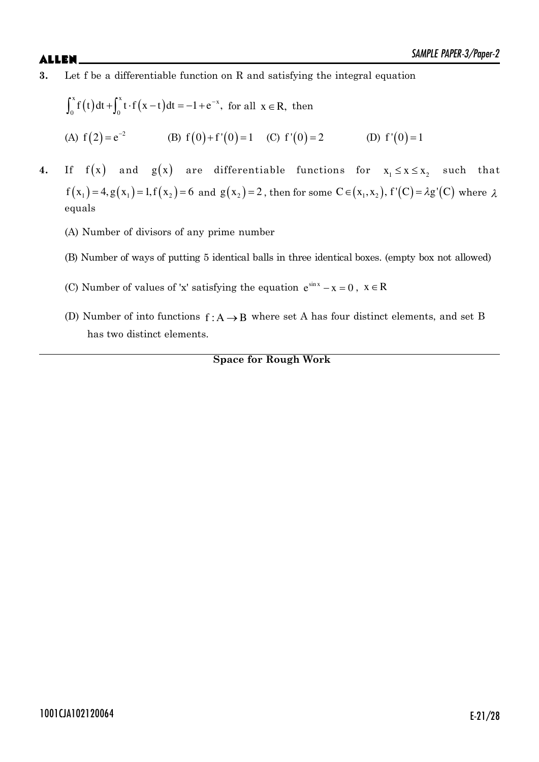**3.** Let f be a differentiable function on R and satisfying the integral equation

$$\int_0^x f(t)dt + \int_0^x t \cdot f(x-t)dt = -1 + e^{-x}, \text{ for all } x \in R, \text{ then}$$

(A) $f(2) = e^{-2}$ (B) $f(0) + f'(0) = 1$ (C) $f'(0) = 2$ (D) $f'(0) = 1$

**4.** If $f(x)$ and $g(x)$ are differentiable functions for $x_1 \le x \le x_2$ such that $f(x_1) = 4, g(x_1) = 1, f(x_2) = 6$ and $g(x_2) = 2$, then for some $C \in (x_1, x_2)$, $f'(C) = \lambda g'(C)$ where $\lambda$ equals

(A) Number of divisors of any prime number

(B) Number of ways of putting 5 identical balls in three identical boxes. (empty box not allowed)

(C) Number of values of 'x' satisfying the equation $e^{\sin x} - x = 0$, $x \in R$

(D) Number of into functions $f : A \to B$ where set A has four distinct elements, and set B has two distinct elements.

**Space for Rough Work**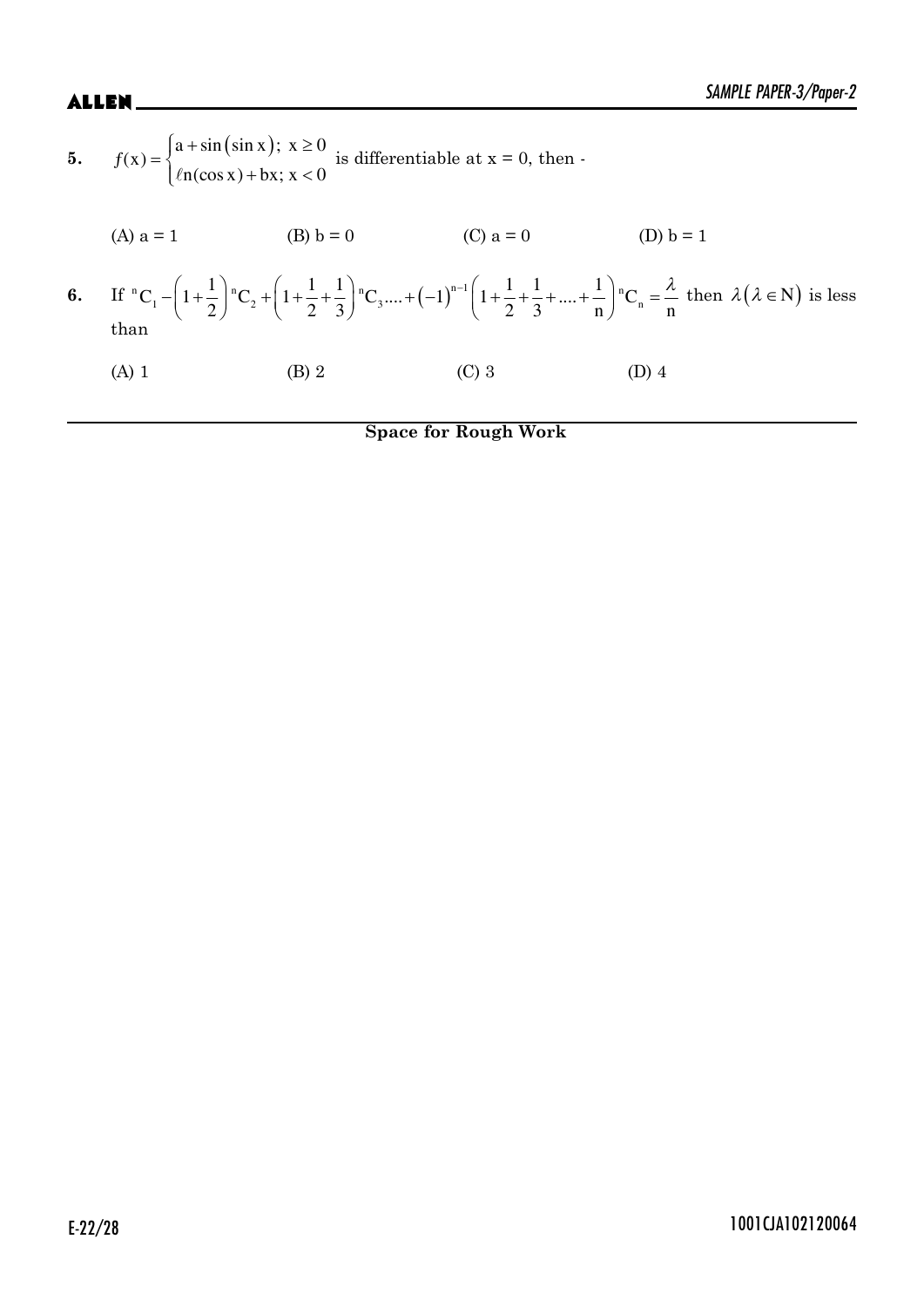**5.** $f(x)=\begin{cases} a+\sin(\sin x);\ x\geq 0 \\ \ell n(\cos x)+bx;\ x<0 \end{cases}$ is differentiable at x = 0, then -

(A) a = 1 (B) b = 0 (C) a = 0 (D) b = 1

**6.** If ${}^{n}C_1-\left(1+\frac{1}{2}\right){}^{n}C_2+\left(1+\frac{1}{2}+\frac{1}{3}\right){}^{n}C_3....+(-1)^{n-1}\left(1+\frac{1}{2}+\frac{1}{3}+....+\frac{1}{n}\right){}^{n}C_n=\frac{\lambda}{n}$ then $\lambda(\lambda\in N)$ is less than

(A) 1 (B) 2 (C) 3 (D) 4

**Space for Rough Work**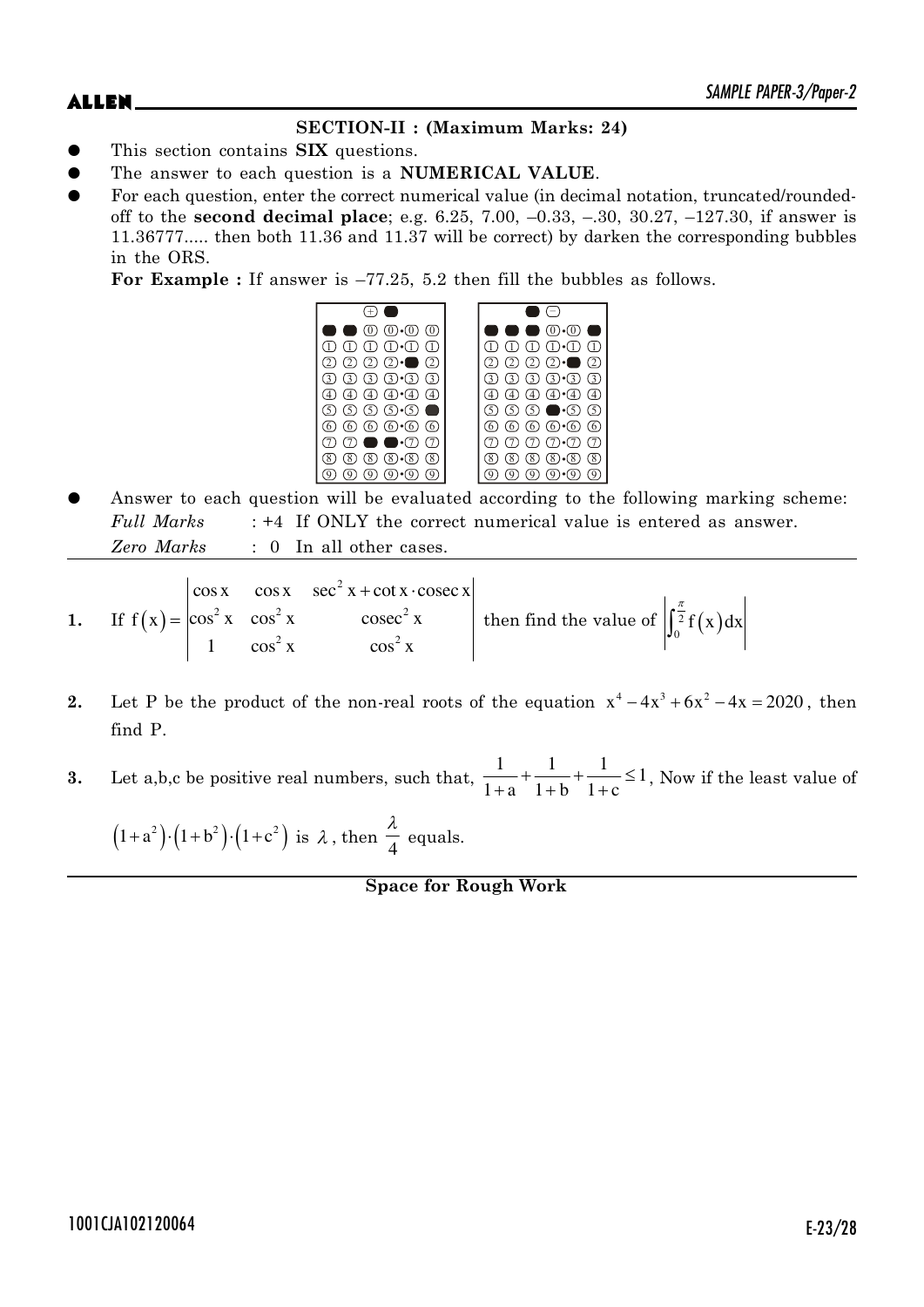**SECTION-II : (Maximum Marks: 24)**

- This section contains **SIX** questions.
- The answer to each question is a **NUMERICAL VALUE**.
- For each question, enter the correct numerical value (in decimal notation, truncated/rounded-off to the **second decimal place**; e.g. 6.25, 7.00, –0.33, –.30, 30.27, –127.30, if answer is 11.36777..... then both 11.36 and 11.37 will be correct) by darken the corresponding bubbles in the ORS.

  **For Example :** If answer is –77.25, 5.2 then fill the bubbles as follows.

- Answer to each question will be evaluated according to the following marking scheme:

  *Full Marks* : +4 If ONLY the correct numerical value is entered as answer.

  *Zero Marks* : 0 In all other cases.

**1.** If $f(x)=\begin{vmatrix} \cos x & \cos x & \sec^2 x+\cot x\cdot \operatorname{cosec} x \\ \cos^2 x & \cos^2 x & \operatorname{cosec}^2 x \\ 1 & \cos^2 x & \cos^2 x \end{vmatrix}$ then find the value of $\left|\int_0^{\frac{\pi}{2}} f(x)dx\right|$

**2.** Let P be the product of the non-real roots of the equation $x^4-4x^3+6x^2-4x=2020$, then find P.

**3.** Let a,b,c be positive real numbers, such that, $\frac{1}{1+a}+\frac{1}{1+b}+\frac{1}{1+c}\le 1$, Now if the least value of $\left(1+a^2\right)\cdot\left(1+b^2\right)\cdot\left(1+c^2\right)$ is $\lambda$, then $\frac{\lambda}{4}$ equals.

**Space for Rough Work**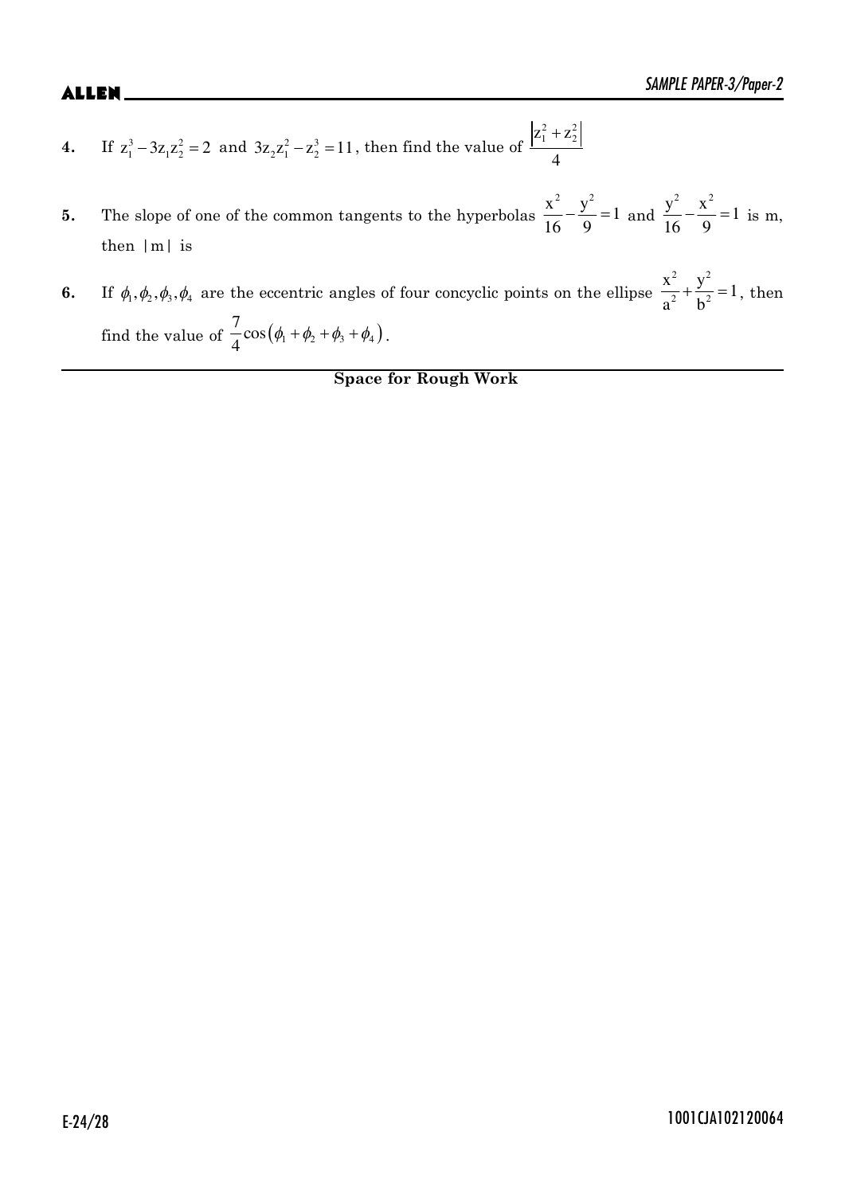4. If $z_1^3 - 3z_1z_2^2 = 2$ and $3z_2z_1^2 - z_2^3 = 11$, then find the value of $\frac{|z_1^2 + z_2^2|}{4}$

5. The slope of one of the common tangents to the hyperbolas $\frac{x^2}{16} - \frac{y^2}{9} = 1$ and $\frac{y^2}{16} - \frac{x^2}{9} = 1$ is m, then $|m|$ is

6. If $\phi_1, \phi_2, \phi_3, \phi_4$ are the eccentric angles of four concyclic points on the ellipse $\frac{x^2}{a^2} + \frac{y^2}{b^2} = 1$, then find the value of $\frac{7}{4}\cos(\phi_1 + \phi_2 + \phi_3 + \phi_4)$.

**Space for Rough Work**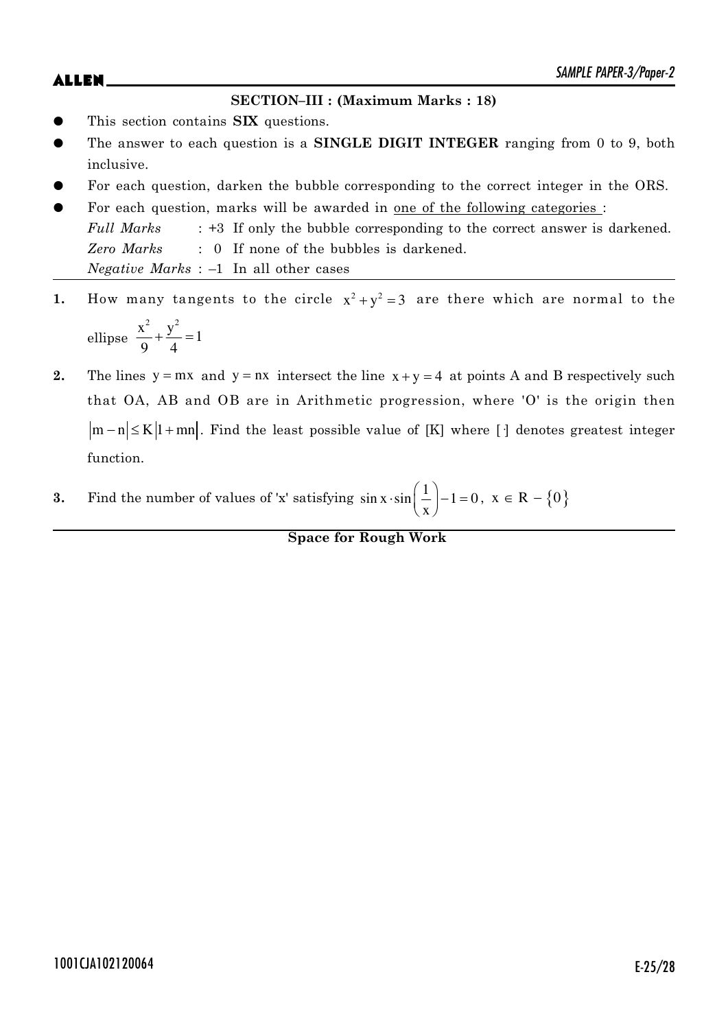## SECTION–III : (Maximum Marks : 18)

- This section contains **SIX** questions.
- The answer to each question is a **SINGLE DIGIT INTEGER** ranging from 0 to 9, both inclusive.
- For each question, darken the bubble corresponding to the correct integer in the ORS.
- For each question, marks will be awarded in one of the following categories :

  *Full Marks* : +3 If only the bubble corresponding to the correct answer is darkened.

  *Zero Marks* : 0 If none of the bubbles is darkened.

  *Negative Marks* : –1 In all other cases

**1.** How many tangents to the circle $x^2 + y^2 = 3$ are there which are normal to the ellipse $\frac{x^2}{9} + \frac{y^2}{4} = 1$

**2.** The lines $y = mx$ and $y = nx$ intersect the line $x + y = 4$ at points A and B respectively such that OA, AB and OB are in Arithmetic progression, where 'O' is the origin then $|m - n| \le K|1 + mn|$. Find the least possible value of [K] where $[\cdot]$ denotes greatest integer function.

**3.** Find the number of values of 'x' satisfying $\sin x \cdot \sin\left(\frac{1}{x}\right) - 1 = 0,\ x \in R - \{0\}$

**Space for Rough Work**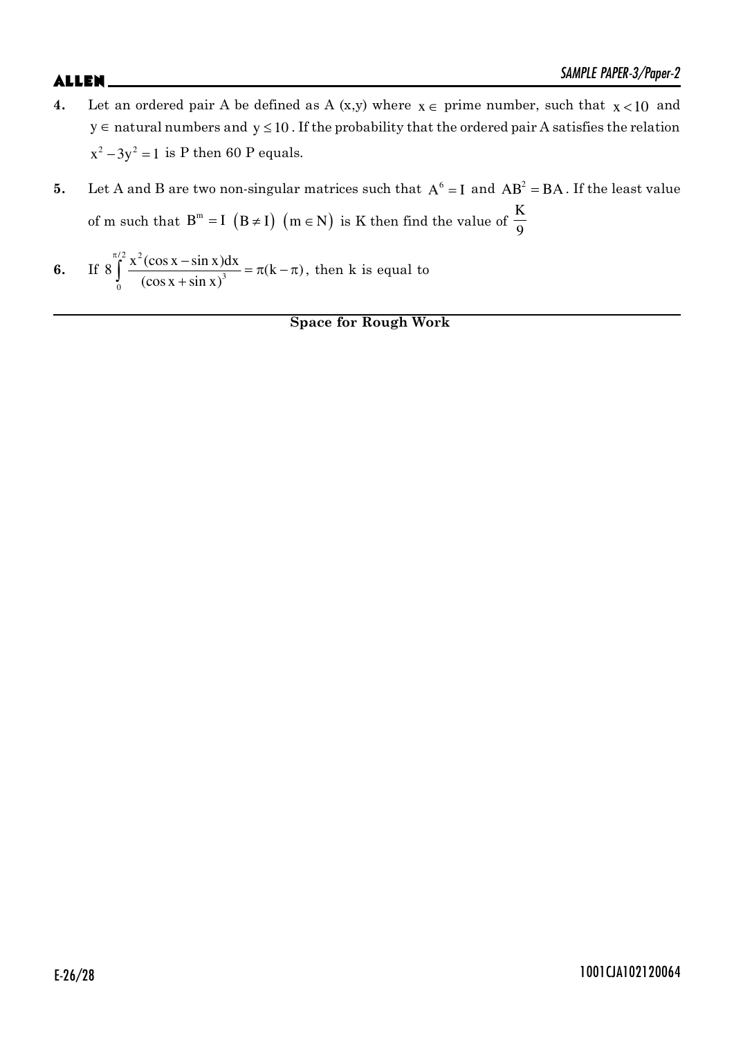**4.** Let an ordered pair A be defined as A (x,y) where $x \in$ prime number, such that $x < 10$ and $y \in$ natural numbers and $y \leq 10$. If the probability that the ordered pair A satisfies the relation $x^2 - 3y^2 = 1$ is P then 60 P equals.

**5.** Let A and B are two non-singular matrices such that $A^6 = I$ and $AB^2 = BA$. If the least value of m such that $B^m = I$ $(B \neq I)$ $(m \in N)$ is K then find the value of $\frac{K}{9}$

**6.** If $8\int_0^{\pi/2} \frac{x^2(\cos x - \sin x)dx}{(\cos x + \sin x)^3} = \pi(k - \pi)$, then k is equal to

**Space for Rough Work**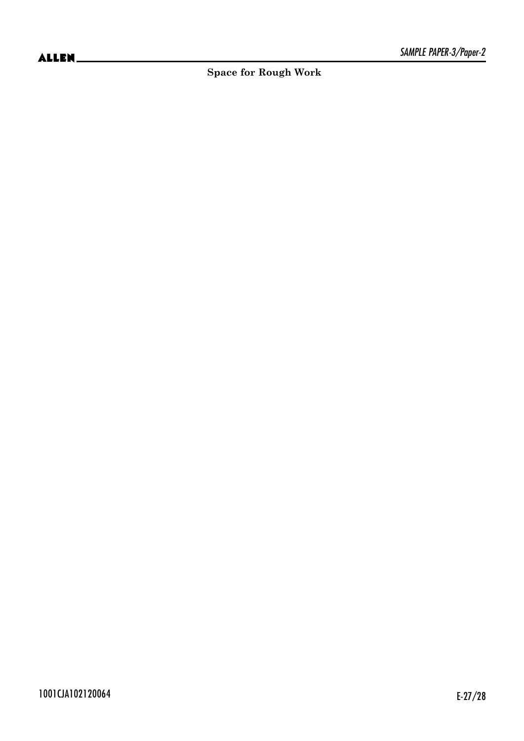**Space for Rough Work**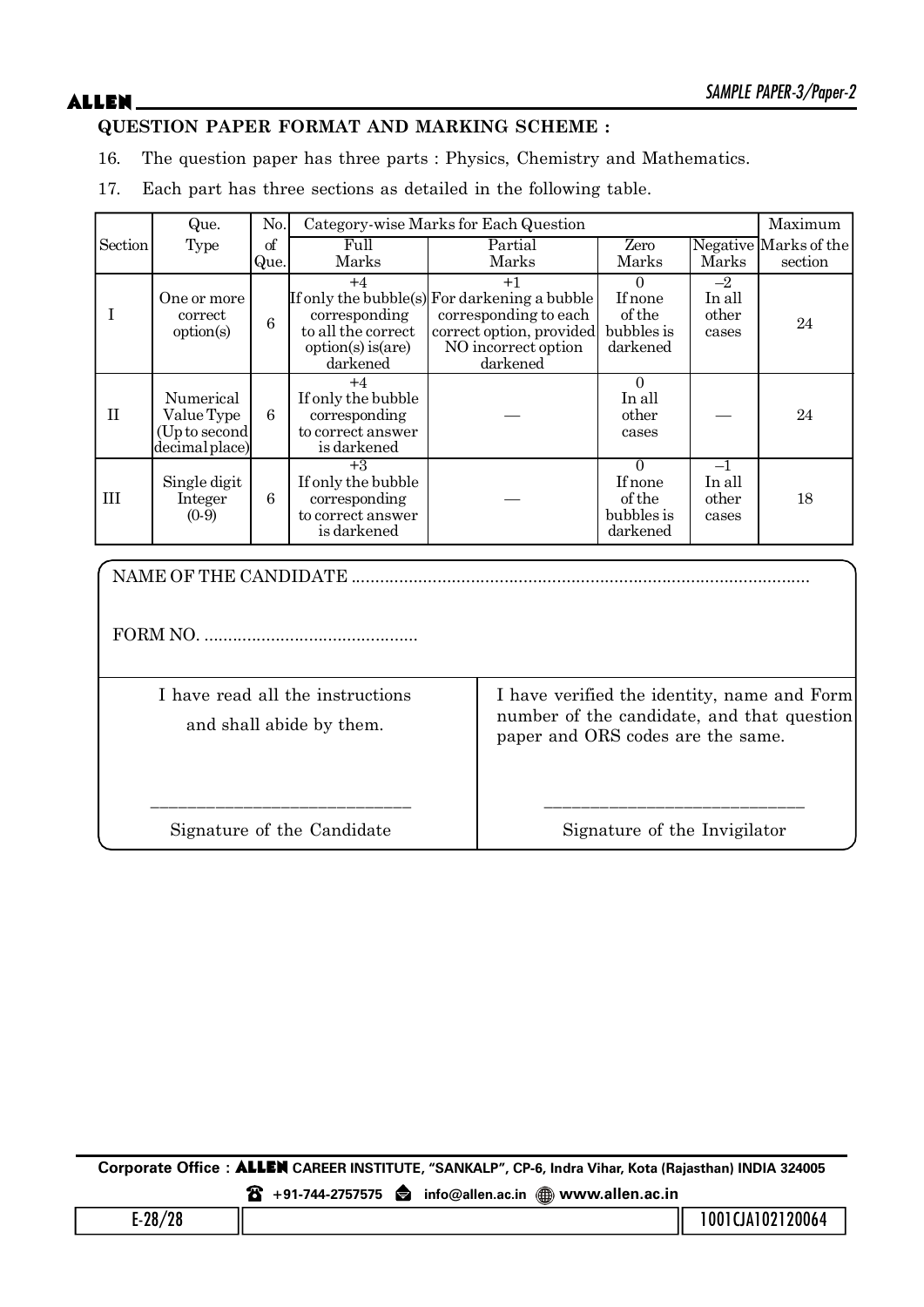**QUESTION PAPER FORMAT AND MARKING SCHEME :**

16. The question paper has three parts : Physics, Chemistry and Mathematics.

17. Each part has three sections as detailed in the following table.

| Section | Que. Type | No. of Que. | Category-wise Marks for Each Question | | | | Maximum Marks of the section |
|---|---|---|---|---|---|---|---|
| | | | Full Marks | Partial Marks | Zero Marks | Negative Marks | |
| I | One or more correct option(s) | 6 | +4 If only the bubble(s) corresponding to all the correct option(s) is(are) darkened | +1 For darkening a bubble corresponding to each correct option, provided NO incorrect option darkened | 0 If none of the bubbles is darkened | –2 In all other cases | 24 |
| II | Numerical Value Type (Up to second decimal place) | 6 | +4 If only the bubble corresponding to correct answer is darkened | — | 0 In all other cases | — | 24 |
| III | Single digit Integer (0-9) | 6 | +3 If only the bubble corresponding to correct answer is darkened | — | 0 If none of the bubbles is darkened | –1 In all other cases | 18 |

NAME OF THE CANDIDATE ................................................................................................

FORM NO. .............................................

| I have read all the instructions and shall abide by them. | I have verified the identity, name and Form number of the candidate, and that question paper and ORS codes are the same. |
|---|---|
| ____________________________ Signature of the Candidate | ____________________________ Signature of the Invigilator |